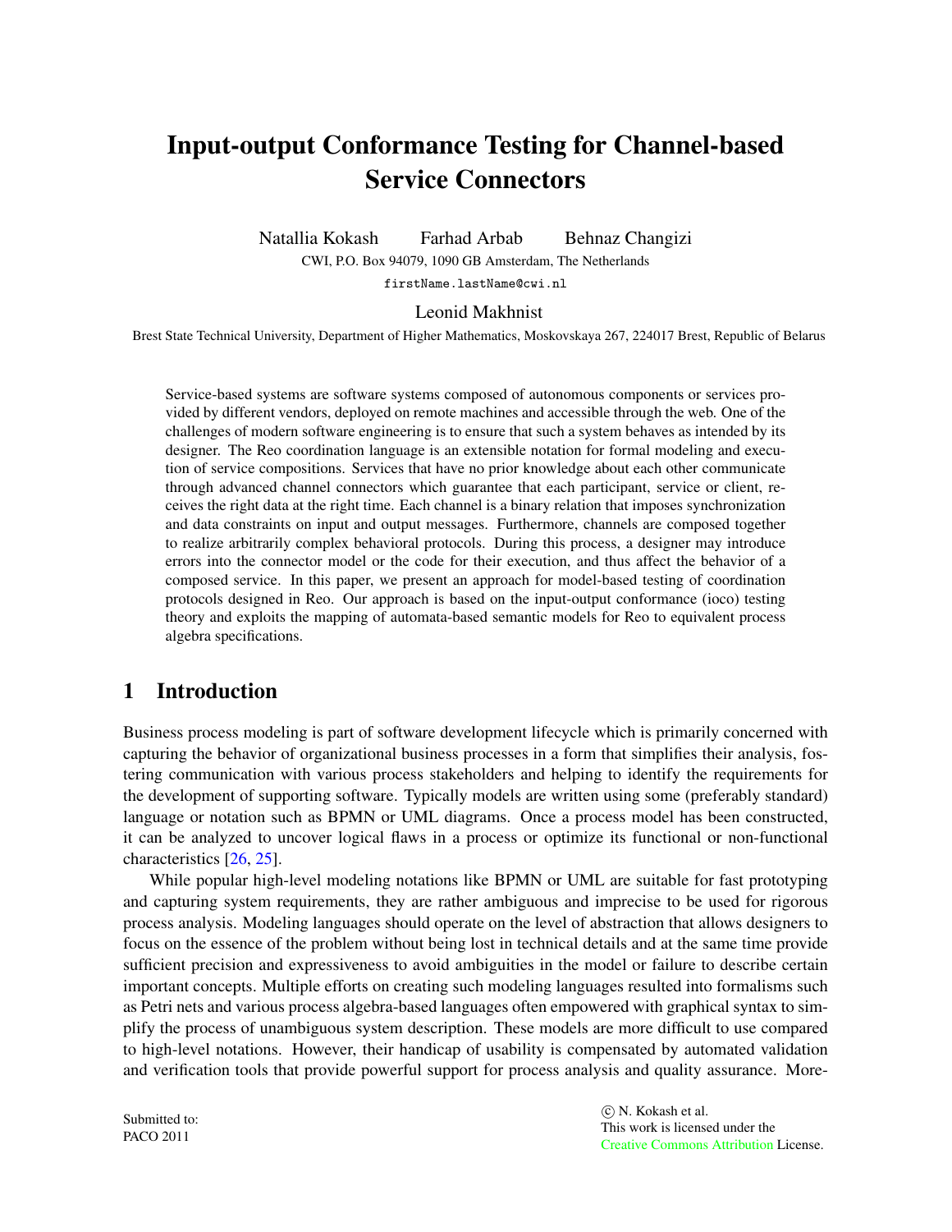# Input-output Conformance Testing for Channel-based Service Connectors

Natallia Kokash  Farhad Arbab  Behnaz Changizi

CWI, P.O. Box 94079, 1090 GB Amsterdam, The Netherlands

firstName.lastName@cwi.nl

Leonid Makhnist

Brest State Technical University, Department of Higher Mathematics, Moskovskaya 267, 224017 Brest, Republic of Belarus

Service-based systems are software systems composed of autonomous components or services provided by different vendors, deployed on remote machines and accessible through the web. One of the challenges of modern software engineering is to ensure that such a system behaves as intended by its designer. The Reo coordination language is an extensible notation for formal modeling and execution of service compositions. Services that have no prior knowledge about each other communicate through advanced channel connectors which guarantee that each participant, service or client, receives the right data at the right time. Each channel is a binary relation that imposes synchronization and data constraints on input and output messages. Furthermore, channels are composed together to realize arbitrarily complex behavioral protocols. During this process, a designer may introduce errors into the connector model or the code for their execution, and thus affect the behavior of a composed service. In this paper, we present an approach for model-based testing of coordination protocols designed in Reo. Our approach is based on the input-output conformance (ioco) testing theory and exploits the mapping of automata-based semantic models for Reo to equivalent process algebra specifications.

## 1 Introduction

Business process modeling is part of software development lifecycle which is primarily concerned with capturing the behavior of organizational business processes in a form that simplifies their analysis, fostering communication with various process stakeholders and helping to identify the requirements for the development of supporting software. Typically models are written using some (preferably standard) language or notation such as BPMN or UML diagrams. Once a process model has been constructed, it can be analyzed to uncover logical flaws in a process or optimize its functional or non-functional characteristics [26, 25].

While popular high-level modeling notations like BPMN or UML are suitable for fast prototyping and capturing system requirements, they are rather ambiguous and imprecise to be used for rigorous process analysis. Modeling languages should operate on the level of abstraction that allows designers to focus on the essence of the problem without being lost in technical details and at the same time provide sufficient precision and expressiveness to avoid ambiguities in the model or failure to describe certain important concepts. Multiple efforts on creating such modeling languages resulted into formalisms such as Petri nets and various process algebra-based languages often empowered with graphical syntax to simplify the process of unambiguous system description. These models are more difficult to use compared to high-level notations. However, their handicap of usability is compensated by automated validation and verification tools that provide powerful support for process analysis and quality assurance. More-

Submitted to:
PACO 2011

© N. Kokash et al.
This work is licensed under the
Creative Commons Attribution License.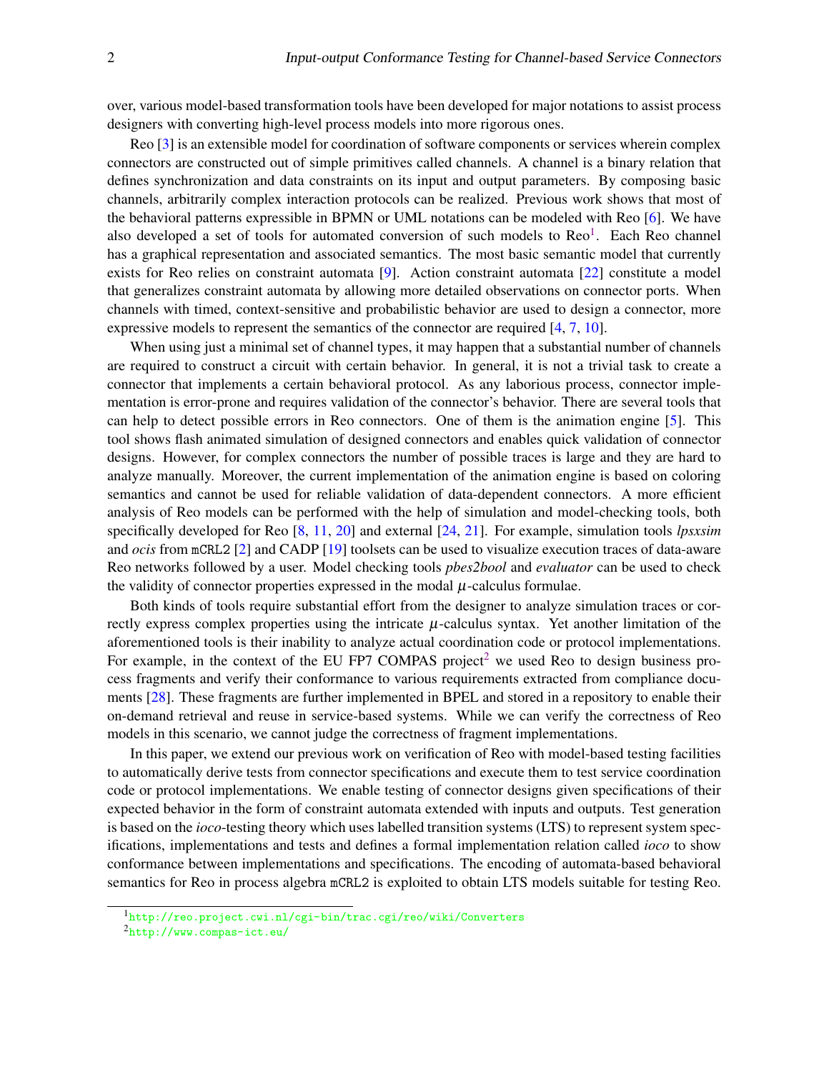over, various model-based transformation tools have been developed for major notations to assist process designers with converting high-level process models into more rigorous ones.

Reo [3] is an extensible model for coordination of software components or services wherein complex connectors are constructed out of simple primitives called channels. A channel is a binary relation that defines synchronization and data constraints on its input and output parameters. By composing basic channels, arbitrarily complex interaction protocols can be realized. Previous work shows that most of the behavioral patterns expressible in BPMN or UML notations can be modeled with Reo [6]. We have also developed a set of tools for automated conversion of such models to Reo[1]. Each Reo channel has a graphical representation and associated semantics. The most basic semantic model that currently exists for Reo relies on constraint automata [9]. Action constraint automata [22] constitute a model that generalizes constraint automata by allowing more detailed observations on connector ports. When channels with timed, context-sensitive and probabilistic behavior are used to design a connector, more expressive models to represent the semantics of the connector are required [4, 7, 10].

When using just a minimal set of channel types, it may happen that a substantial number of channels are required to construct a circuit with certain behavior. In general, it is not a trivial task to create a connector that implements a certain behavioral protocol. As any laborious process, connector implementation is error-prone and requires validation of the connector's behavior. There are several tools that can help to detect possible errors in Reo connectors. One of them is the animation engine [5]. This tool shows flash animated simulation of designed connectors and enables quick validation of connector designs. However, for complex connectors the number of possible traces is large and they are hard to analyze manually. Moreover, the current implementation of the animation engine is based on coloring semantics and cannot be used for reliable validation of data-dependent connectors. A more efficient analysis of Reo models can be performed with the help of simulation and model-checking tools, both specifically developed for Reo [8, 11, 20] and external [24, 21]. For example, simulation tools *lpsxsim* and *ocis* from mCRL2 [2] and CADP [19] toolsets can be used to visualize execution traces of data-aware Reo networks followed by a user. Model checking tools *pbes2bool* and *evaluator* can be used to check the validity of connector properties expressed in the modal $\mu$-calculus formulae.

Both kinds of tools require substantial effort from the designer to analyze simulation traces or correctly express complex properties using the intricate $\mu$-calculus syntax. Yet another limitation of the aforementioned tools is their inability to analyze actual coordination code or protocol implementations. For example, in the context of the EU FP7 COMPAS project[2] we used Reo to design business process fragments and verify their conformance to various requirements extracted from compliance documents [28]. These fragments are further implemented in BPEL and stored in a repository to enable their on-demand retrieval and reuse in service-based systems. While we can verify the correctness of Reo models in this scenario, we cannot judge the correctness of fragment implementations.

In this paper, we extend our previous work on verification of Reo with model-based testing facilities to automatically derive tests from connector specifications and execute them to test service coordination code or protocol implementations. We enable testing of connector designs given specifications of their expected behavior in the form of constraint automata extended with inputs and outputs. Test generation is based on the *ioco*-testing theory which uses labelled transition systems (LTS) to represent system specifications, implementations and tests and defines a formal implementation relation called *ioco* to show conformance between implementations and specifications. The encoding of automata-based behavioral semantics for Reo in process algebra mCRL2 is exploited to obtain LTS models suitable for testing Reo.

[1] http://reo.project.cwi.nl/cgi-bin/trac.cgi/reo/wiki/Converters

[2] http://www.compas-ict.eu/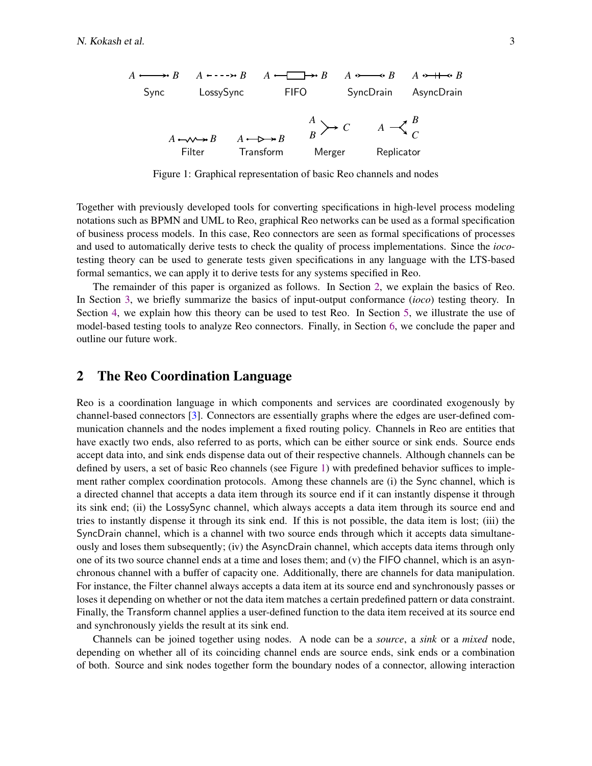A → B Sync    A - - -> B LossySync    A → [ ] → B FIFO    A → ← B SyncDrain    A → | ← B AsyncDrain

A → B Filter    A → B Transform    A, B → C Merger    A → B, C Replicator

Figure 1: Graphical representation of basic Reo channels and nodes

Together with previously developed tools for converting specifications in high-level process modeling notations such as BPMN and UML to Reo, graphical Reo networks can be used as a formal specification of business process models. In this case, Reo connectors are seen as formal specifications of processes and used to automatically derive tests to check the quality of process implementations. Since the *ioco*-testing theory can be used to generate tests given specifications in any language with the LTS-based formal semantics, we can apply it to derive tests for any systems specified in Reo.

The remainder of this paper is organized as follows. In Section 2, we explain the basics of Reo. In Section 3, we briefly summarize the basics of input-output conformance (*ioco*) testing theory. In Section 4, we explain how this theory can be used to test Reo. In Section 5, we illustrate the use of model-based testing tools to analyze Reo connectors. Finally, in Section 6, we conclude the paper and outline our future work.

## 2 The Reo Coordination Language

Reo is a coordination language in which components and services are coordinated exogenously by channel-based connectors [3]. Connectors are essentially graphs where the edges are user-defined communication channels and the nodes implement a fixed routing policy. Channels in Reo are entities that have exactly two ends, also referred to as ports, which can be either source or sink ends. Source ends accept data into, and sink ends dispense data out of their respective channels. Although channels can be defined by users, a set of basic Reo channels (see Figure 1) with predefined behavior suffices to implement rather complex coordination protocols. Among these channels are (i) the Sync channel, which is a directed channel that accepts a data item through its source end if it can instantly dispense it through its sink end; (ii) the LossySync channel, which always accepts a data item through its source end and tries to instantly dispense it through its sink end. If this is not possible, the data item is lost; (iii) the SyncDrain channel, which is a channel with two source ends through which it accepts data simultaneously and loses them subsequently; (iv) the AsyncDrain channel, which accepts data items through only one of its two source channel ends at a time and loses them; and (v) the FIFO channel, which is an asynchronous channel with a buffer of capacity one. Additionally, there are channels for data manipulation. For instance, the Filter channel always accepts a data item at its source end and synchronously passes or loses it depending on whether or not the data item matches a certain predefined pattern or data constraint. Finally, the Transform channel applies a user-defined function to the data item received at its source end and synchronously yields the result at its sink end.

Channels can be joined together using nodes. A node can be a *source*, a *sink* or a *mixed* node, depending on whether all of its coinciding channel ends are source ends, sink ends or a combination of both. Source and sink nodes together form the boundary nodes of a connector, allowing interaction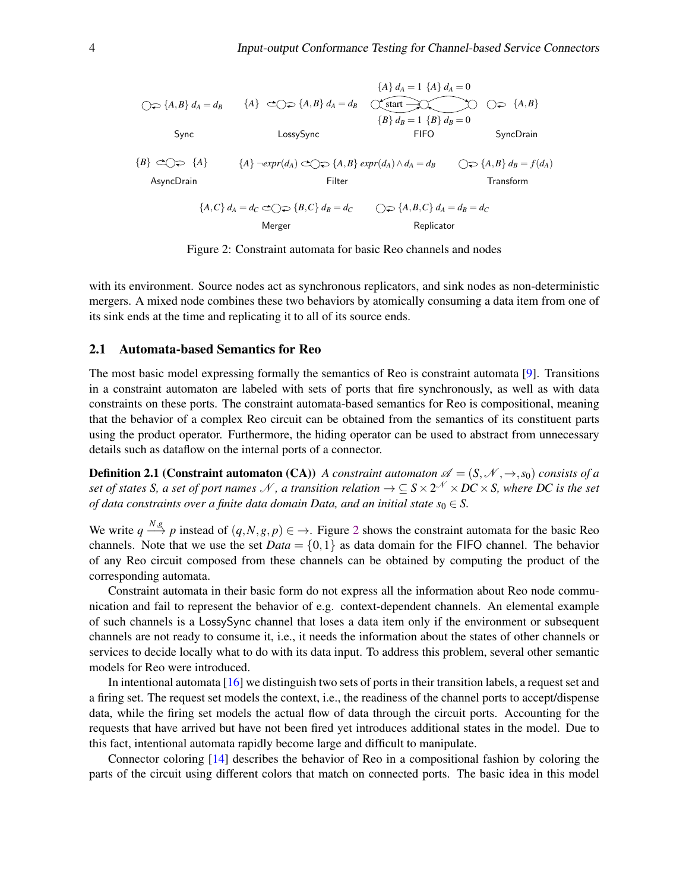{A} $d_A = 1$ {A} $d_A = 0$

$\{A,B\}\ d_A = d_B$ &emsp; $\{A\}$ &emsp; $\{A,B\}\ d_A = d_B$ &emsp; start &emsp; $\{A,B\}$

$\{B\}\ d_B = 1$ $\{B\}\ d_B = 0$

Sync &emsp; LossySync &emsp; FIFO &emsp; SyncDrain

$\{B\}$ &emsp; $\{A\}$ &emsp; $\{A\}\ \neg expr(d_A)$ &emsp; $\{A,B\}\ expr(d_A) \wedge d_A = d_B$ &emsp; $\{A,B\}\ d_B = f(d_A)$

AsyncDrain &emsp; Filter &emsp; Transform

$\{A,C\}\ d_A = d_C$ &emsp; $\{B,C\}\ d_B = d_C$ &emsp; $\{A,B,C\}\ d_A = d_B = d_C$

Merger &emsp; Replicator

Figure 2: Constraint automata for basic Reo channels and nodes

with its environment. Source nodes act as synchronous replicators, and sink nodes as non-deterministic mergers. A mixed node combines these two behaviors by atomically consuming a data item from one of its sink ends at the time and replicating it to all of its source ends.

## 2.1 Automata-based Semantics for Reo

The most basic model expressing formally the semantics of Reo is constraint automata [9]. Transitions in a constraint automaton are labeled with sets of ports that fire synchronously, as well as with data constraints on these ports. The constraint automata-based semantics for Reo is compositional, meaning that the behavior of a complex Reo circuit can be obtained from the semantics of its constituent parts using the product operator. Furthermore, the hiding operator can be used to abstract from unnecessary details such as dataflow on the internal ports of a connector.

**Definition 2.1 (Constraint automaton (CA))** *A constraint automaton $\mathscr{A} = (S, \mathscr{N}, \rightarrow, s_0)$ consists of a set of states $S$, a set of port names $\mathscr{N}$, a transition relation $\rightarrow \subseteq S \times 2^{\mathscr{N}} \times DC \times S$, where $DC$ is the set of data constraints over a finite data domain Data, and an initial state $s_0 \in S$.*

We write $q \xrightarrow{N,g} p$ instead of $(q, N, g, p) \in \rightarrow$. Figure 2 shows the constraint automata for the basic Reo channels. Note that we use the set $Data = \{0, 1\}$ as data domain for the FIFO channel. The behavior of any Reo circuit composed from these channels can be obtained by computing the product of the corresponding automata.

Constraint automata in their basic form do not express all the information about Reo node communication and fail to represent the behavior of e.g. context-dependent channels. An elemental example of such channels is a LossySync channel that loses a data item only if the environment or subsequent channels are not ready to consume it, i.e., it needs the information about the states of other channels or services to decide locally what to do with its data input. To address this problem, several other semantic models for Reo were introduced.

In intentional automata [16] we distinguish two sets of ports in their transition labels, a request set and a firing set. The request set models the context, i.e., the readiness of the channel ports to accept/dispense data, while the firing set models the actual flow of data through the circuit ports. Accounting for the requests that have arrived but have not been fired yet introduces additional states in the model. Due to this fact, intentional automata rapidly become large and difficult to manipulate.

Connector coloring [14] describes the behavior of Reo in a compositional fashion by coloring the parts of the circuit using different colors that match on connected ports. The basic idea in this model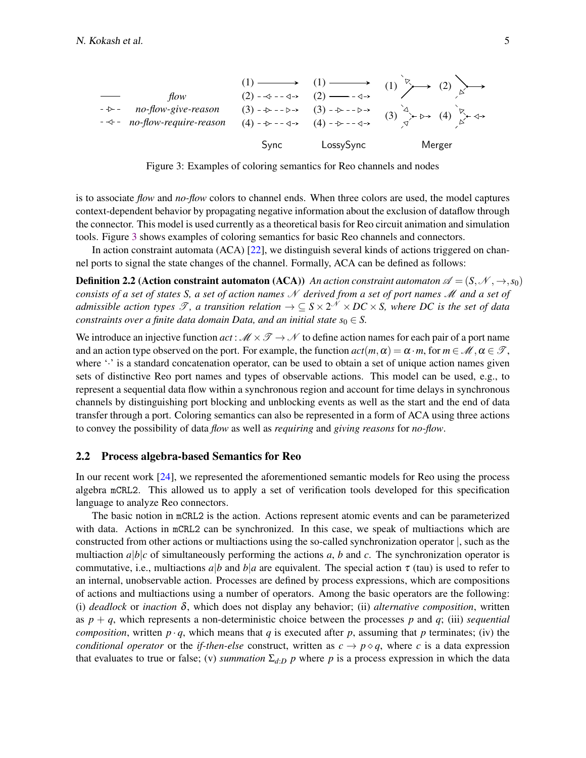flow
no-flow-give-reason
no-flow-require-reason

Sync
LossySync
Merger

Figure 3: Examples of coloring semantics for Reo channels and nodes

is to associate *flow* and *no-flow* colors to channel ends. When three colors are used, the model captures context-dependent behavior by propagating negative information about the exclusion of dataflow through the connector. This model is used currently as a theoretical basis for Reo circuit animation and simulation tools. Figure 3 shows examples of coloring semantics for basic Reo channels and connectors.

In action constraint automata (ACA) [22], we distinguish several kinds of actions triggered on channel ports to signal the state changes of the channel. Formally, ACA can be defined as follows:

**Definition 2.2 (Action constraint automaton (ACA))** *An action constraint automaton $\mathscr{A} = (S, \mathscr{N}, \rightarrow, s_0)$ consists of a set of states S, a set of action names $\mathscr{N}$ derived from a set of port names $\mathscr{M}$ and a set of admissible action types $\mathscr{T}$, a transition relation $\rightarrow \subseteq S \times 2^{\mathscr{N}} \times DC \times S$, where DC is the set of data constraints over a finite data domain Data, and an initial state $s_0 \in S$.*

We introduce an injective function $act : \mathscr{M} \times \mathscr{T} \rightarrow \mathscr{N}$ to define action names for each pair of a port name and an action type observed on the port. For example, the function $act(m, \alpha) = \alpha \cdot m$, for $m \in \mathscr{M}, \alpha \in \mathscr{T}$, where '$\cdot$' is a standard concatenation operator, can be used to obtain a set of unique action names given sets of distinctive Reo port names and types of observable actions. This model can be used, e.g., to represent a sequential data flow within a synchronous region and account for time delays in synchronous channels by distinguishing port blocking and unblocking events as well as the start and the end of data transfer through a port. Coloring semantics can also be represented in a form of ACA using three actions to convey the possibility of data *flow* as well as *requiring* and *giving reasons* for *no-flow*.

### 2.2 Process algebra-based Semantics for Reo

In our recent work [24], we represented the aforementioned semantic models for Reo using the process algebra mCRL2. This allowed us to apply a set of verification tools developed for this specification language to analyze Reo connectors.

The basic notion in mCRL2 is the action. Actions represent atomic events and can be parameterized with data. Actions in mCRL2 can be synchronized. In this case, we speak of multiactions which are constructed from other actions or multiactions using the so-called synchronization operator $|$, such as the multiaction $a|b|c$ of simultaneously performing the actions $a$, $b$ and $c$. The synchronization operator is commutative, i.e., multiactions $a|b$ and $b|a$ are equivalent. The special action $\tau$ (tau) is used to refer to an internal, unobservable action. Processes are defined by process expressions, which are compositions of actions and multiactions using a number of operators. Among the basic operators are the following: (i) *deadlock* or *inaction* $\delta$, which does not display any behavior; (ii) *alternative composition*, written as $p + q$, which represents a non-deterministic choice between the processes $p$ and $q$; (iii) *sequential composition*, written $p \cdot q$, which means that $q$ is executed after $p$, assuming that $p$ terminates; (iv) the *conditional operator* or the *if-then-else* construct, written as $c \rightarrow p \diamond q$, where $c$ is a data expression that evaluates to true or false; (v) *summation* $\Sigma_{d:D}\ p$ where $p$ is a process expression in which the data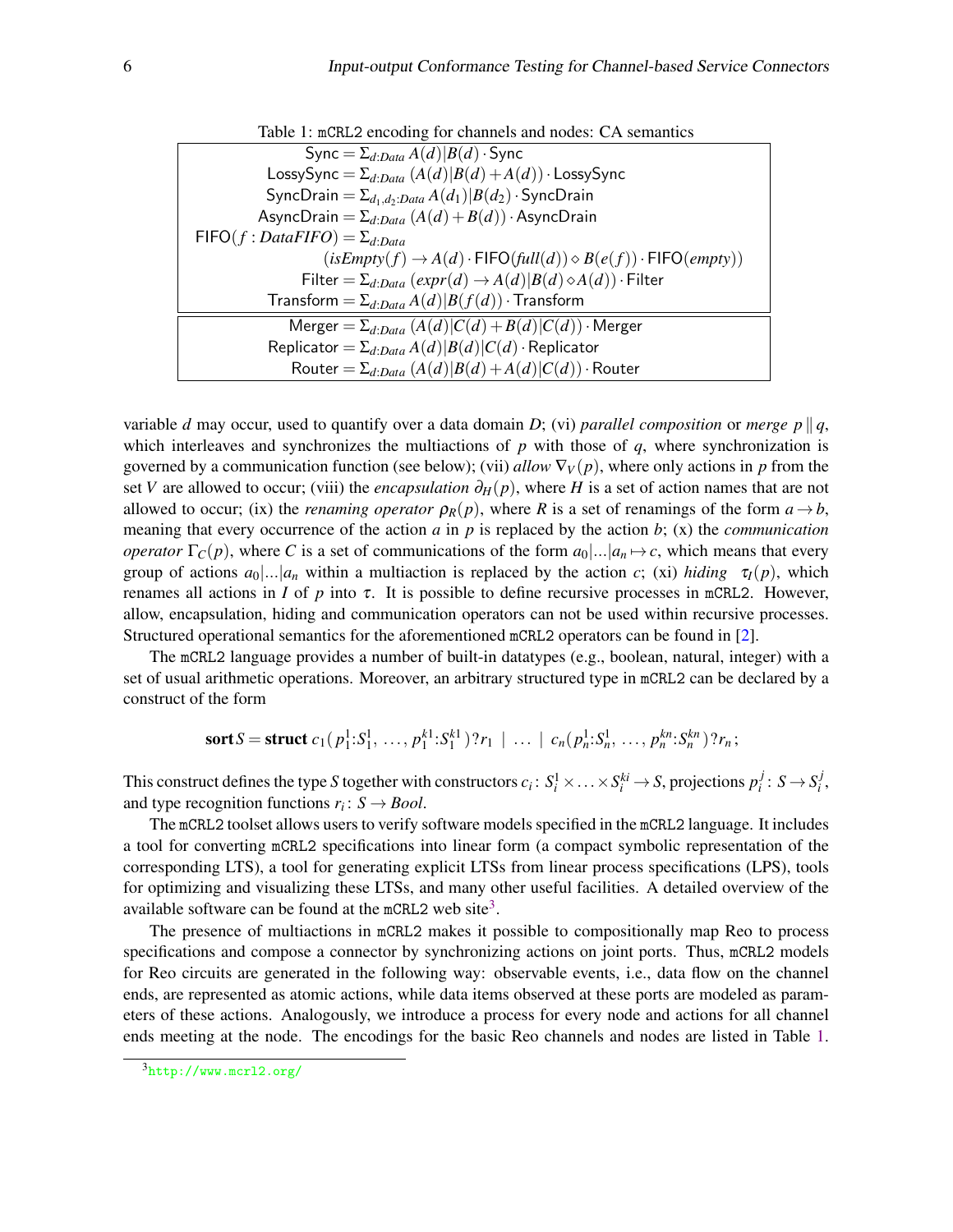Table 1: mCRL2 encoding for channels and nodes: CA semantics

| |
|---|
| $\mathsf{Sync} = \Sigma_{d:Data}\, A(d)\vert B(d) \cdot \mathsf{Sync}$ |
| $\mathsf{LossySync} = \Sigma_{d:Data}\, (A(d)\vert B(d) + A(d)) \cdot \mathsf{LossySync}$ |
| $\mathsf{SyncDrain} = \Sigma_{d_1,d_2:Data}\, A(d_1)\vert B(d_2) \cdot \mathsf{SyncDrain}$ |
| $\mathsf{AsyncDrain} = \Sigma_{d:Data}\, (A(d) + B(d)) \cdot \mathsf{AsyncDrain}$ |
| $\mathsf{FIFO}(f : DataFIFO) = \Sigma_{d:Data}$ $(isEmpty(f) \to A(d) \cdot \mathsf{FIFO}(full(d)) \diamond B(e(f)) \cdot \mathsf{FIFO}(empty))$ |
| $\mathsf{Filter} = \Sigma_{d:Data}\, (expr(d) \to A(d)\vert B(d) \diamond A(d)) \cdot \mathsf{Filter}$ |
| $\mathsf{Transform} = \Sigma_{d:Data}\, A(d)\vert B(f(d)) \cdot \mathsf{Transform}$ |
| $\mathsf{Merger} = \Sigma_{d:Data}\, (A(d)\vert C(d) + B(d)\vert C(d)) \cdot \mathsf{Merger}$ |
| $\mathsf{Replicator} = \Sigma_{d:Data}\, A(d)\vert B(d)\vert C(d) \cdot \mathsf{Replicator}$ |
| $\mathsf{Router} = \Sigma_{d:Data}\, (A(d)\vert B(d) + A(d)\vert C(d)) \cdot \mathsf{Router}$ |

variable $d$ may occur, used to quantify over a data domain $D$; (vi) *parallel composition* or *merge* $p \parallel q$, which interleaves and synchronizes the multiactions of $p$ with those of $q$, where synchronization is governed by a communication function (see below); (vii) *allow* $\nabla_V(p)$, where only actions in $p$ from the set $V$ are allowed to occur; (viii) the *encapsulation* $\partial_H(p)$, where $H$ is a set of action names that are not allowed to occur; (ix) the *renaming operator* $\rho_R(p)$, where $R$ is a set of renamings of the form $a \to b$, meaning that every occurrence of the action $a$ in $p$ is replaced by the action $b$; (x) the *communication operator* $\Gamma_C(p)$, where $C$ is a set of communications of the form $a_0|...|a_n \mapsto c$, which means that every group of actions $a_0|...|a_n$ within a multiaction is replaced by the action $c$; (xi) *hiding* $\tau_I(p)$, which renames all actions in $I$ of $p$ into $\tau$. It is possible to define recursive processes in mCRL2. However, allow, encapsulation, hiding and communication operators can not be used within recursive processes. Structured operational semantics for the aforementioned mCRL2 operators can be found in [2].

The mCRL2 language provides a number of built-in datatypes (e.g., boolean, natural, integer) with a set of usual arithmetic operations. Moreover, an arbitrary structured type in mCRL2 can be declared by a construct of the form

$$\textbf{sort}\, S = \textbf{struct}\; c_1(\,p_1^1{:}S_1^1,\, \ldots,\, p_1^{k1}{:}S_1^{k1}\,)?r_1 \;\mid\; \ldots \;\mid\; c_n(\,p_n^1{:}S_n^1,\, \ldots,\, p_n^{kn}{:}S_n^{kn}\,)?r_n\,;$$

This construct defines the type $S$ together with constructors $c_i\colon S_i^1 \times \ldots \times S_i^{ki} \to S$, projections $p_i^j\colon S \to S_i^j$, and type recognition functions $r_i\colon S \to Bool$.

The mCRL2 toolset allows users to verify software models specified in the mCRL2 language. It includes a tool for converting mCRL2 specifications into linear form (a compact symbolic representation of the corresponding LTS), a tool for generating explicit LTSs from linear process specifications (LPS), tools for optimizing and visualizing these LTSs, and many other useful facilities. A detailed overview of the available software can be found at the mCRL2 web site[3].

The presence of multiactions in mCRL2 makes it possible to compositionally map Reo to process specifications and compose a connector by synchronizing actions on joint ports. Thus, mCRL2 models for Reo circuits are generated in the following way: observable events, i.e., data flow on the channel ends, are represented as atomic actions, while data items observed at these ports are modeled as parameters of these actions. Analogously, we introduce a process for every node and actions for all channel ends meeting at the node. The encodings for the basic Reo channels and nodes are listed in Table 1.

[3] http://www.mcrl2.org/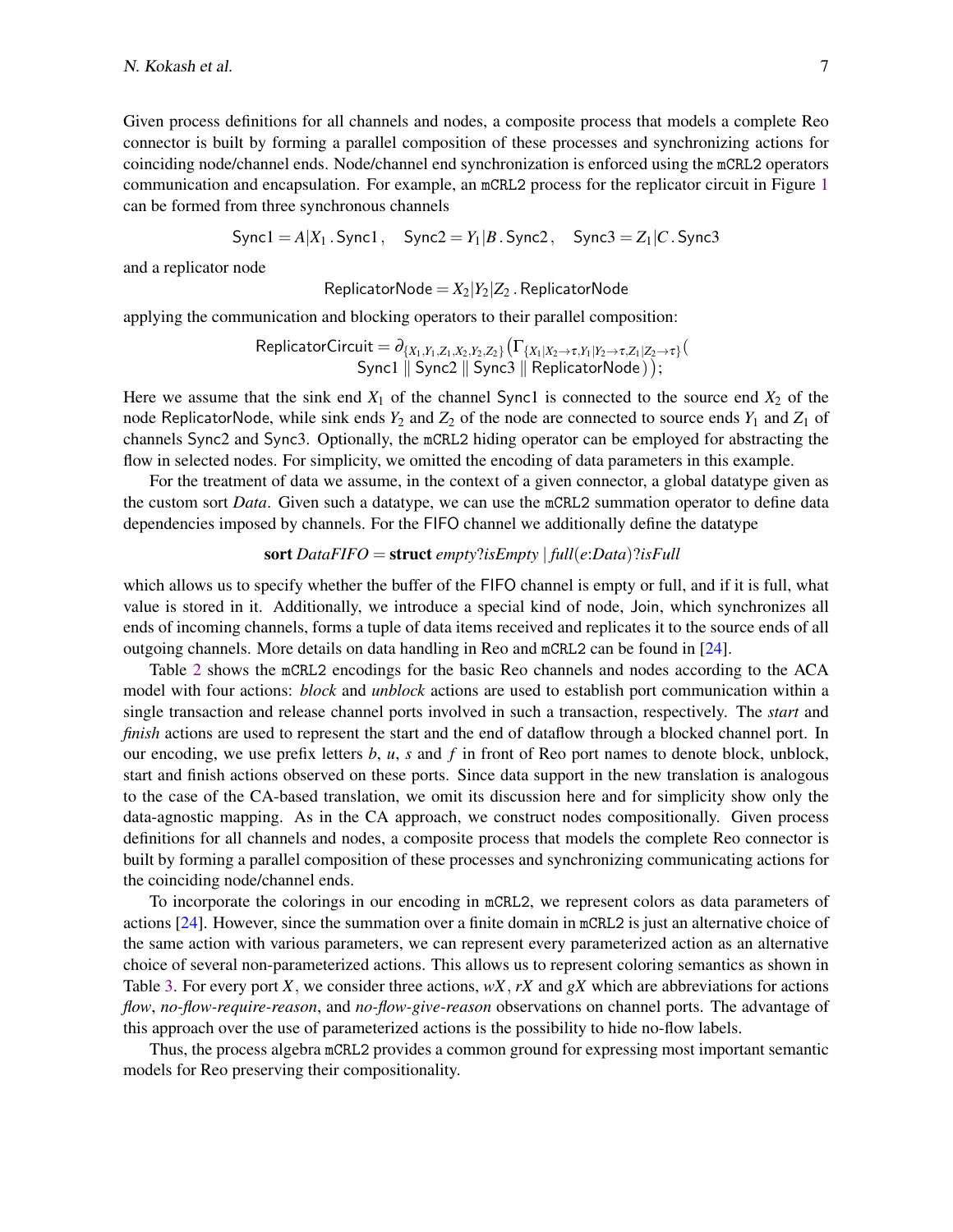Given process definitions for all channels and nodes, a composite process that models a complete Reo connector is built by forming a parallel composition of these processes and synchronizing actions for coinciding node/channel ends. Node/channel end synchronization is enforced using the mCRL2 operators communication and encapsulation. For example, an mCRL2 process for the replicator circuit in Figure 1 can be formed from three synchronous channels

$$\mathsf{Sync1} = A|X_1 \,.\, \mathsf{Sync1}\,, \quad \mathsf{Sync2} = Y_1|B \,.\, \mathsf{Sync2}\,, \quad \mathsf{Sync3} = Z_1|C \,.\, \mathsf{Sync3}$$

and a replicator node

$$\mathsf{ReplicatorNode} = X_2|Y_2|Z_2 \,.\, \mathsf{ReplicatorNode}$$

applying the communication and blocking operators to their parallel composition:

$$\mathsf{ReplicatorCircuit} = \partial_{\{X_1,Y_1,Z_1,X_2,Y_2,Z_2\}}\big(\Gamma_{\{X_1|X_2 \to \tau, Y_1|Y_2 \to \tau, Z_1|Z_2 \to \tau\}}\big( \mathsf{Sync1} \parallel \mathsf{Sync2} \parallel \mathsf{Sync3} \parallel \mathsf{ReplicatorNode}\,)\big);$$

Here we assume that the sink end $X_1$ of the channel Sync1 is connected to the source end $X_2$ of the node ReplicatorNode, while sink ends $Y_2$ and $Z_2$ of the node are connected to source ends $Y_1$ and $Z_1$ of channels Sync2 and Sync3. Optionally, the mCRL2 hiding operator can be employed for abstracting the flow in selected nodes. For simplicity, we omitted the encoding of data parameters in this example.

For the treatment of data we assume, in the context of a given connector, a global datatype given as the custom sort *Data*. Given such a datatype, we can use the mCRL2 summation operator to define data dependencies imposed by channels. For the FIFO channel we additionally define the datatype

$$\textbf{sort}\ \mathit{DataFIFO} = \textbf{struct}\ \mathit{empty}?\mathit{isEmpty} \mid \mathit{full}(e{:}\mathit{Data})?\mathit{isFull}$$

which allows us to specify whether the buffer of the FIFO channel is empty or full, and if it is full, what value is stored in it. Additionally, we introduce a special kind of node, Join, which synchronizes all ends of incoming channels, forms a tuple of data items received and replicates it to the source ends of all outgoing channels. More details on data handling in Reo and mCRL2 can be found in [24].

Table 2 shows the mCRL2 encodings for the basic Reo channels and nodes according to the ACA model with four actions: *block* and *unblock* actions are used to establish port communication within a single transaction and release channel ports involved in such a transaction, respectively. The *start* and *finish* actions are used to represent the start and the end of dataflow through a blocked channel port. In our encoding, we use prefix letters *b*, *u*, *s* and *f* in front of Reo port names to denote block, unblock, start and finish actions observed on these ports. Since data support in the new translation is analogous to the case of the CA-based translation, we omit its discussion here and for simplicity show only the data-agnostic mapping. As in the CA approach, we construct nodes compositionally. Given process definitions for all channels and nodes, a composite process that models the complete Reo connector is built by forming a parallel composition of these processes and synchronizing communicating actions for the coinciding node/channel ends.

To incorporate the colorings in our encoding in mCRL2, we represent colors as data parameters of actions [24]. However, since the summation over a finite domain in mCRL2 is just an alternative choice of the same action with various parameters, we can represent every parameterized action as an alternative choice of several non-parameterized actions. This allows us to represent coloring semantics as shown in Table 3. For every port $X$, we consider three actions, $wX$, $rX$ and $gX$ which are abbreviations for actions *flow*, *no-flow-require-reason*, and *no-flow-give-reason* observations on channel ports. The advantage of this approach over the use of parameterized actions is the possibility to hide no-flow labels.

Thus, the process algebra mCRL2 provides a common ground for expressing most important semantic models for Reo preserving their compositionality.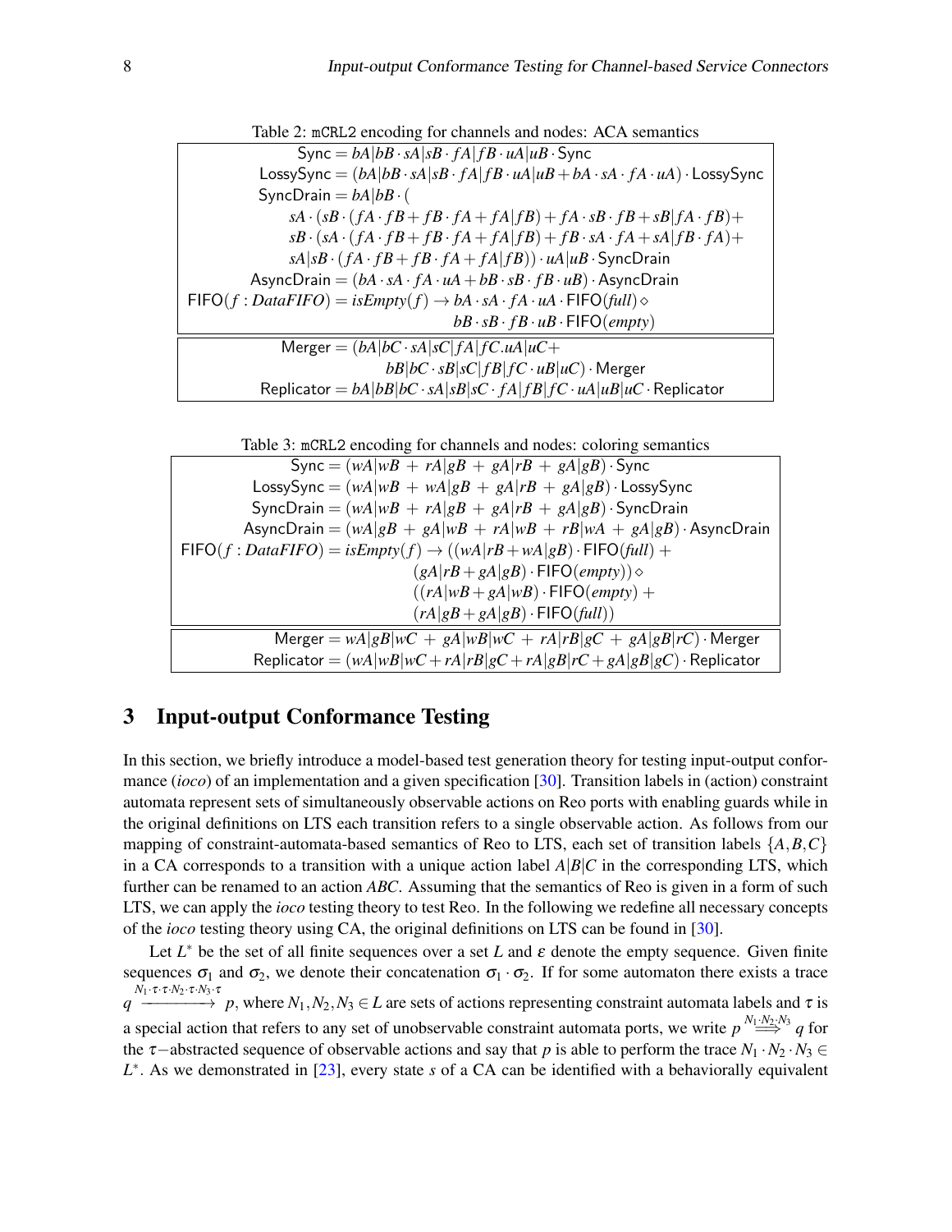Table 2: mCRL2 encoding for channels and nodes: ACA semantics

$$\mathsf{Sync} = bA|bB \cdot sA|sB \cdot fA|fB \cdot uA|uB \cdot \mathsf{Sync}$$
$$\mathsf{LossySync} = (bA|bB \cdot sA|sB \cdot fA|fB \cdot uA|uB + bA \cdot sA \cdot fA \cdot uA) \cdot \mathsf{LossySync}$$
$$\begin{aligned}\mathsf{SyncDrain} = bA|bB \cdot (&\\ &sA \cdot (sB \cdot (fA \cdot fB + fB \cdot fA + fA|fB) + fA \cdot sB \cdot fB + sB|fA \cdot fB) +\\ &sB \cdot (sA \cdot (fA \cdot fB + fB \cdot fA + fA|fB) + fB \cdot sA \cdot fA + sA|fB \cdot fA) +\\ &sA|sB \cdot (fA \cdot fB + fB \cdot fA + fA|fB)) \cdot uA|uB \cdot \mathsf{SyncDrain}\end{aligned}$$
$$\mathsf{AsyncDrain} = (bA \cdot sA \cdot fA \cdot uA + bB \cdot sB \cdot fB \cdot uB) \cdot \mathsf{AsyncDrain}$$
$$\begin{aligned}\mathsf{FIFO}(f : \mathit{DataFIFO}) = \mathit{isEmpty}(f) \to\ & bA \cdot sA \cdot fA \cdot uA \cdot \mathsf{FIFO}(\mathit{full}) \diamond\\ & bB \cdot sB \cdot fB \cdot uB \cdot \mathsf{FIFO}(\mathit{empty})\end{aligned}$$
$$\begin{aligned}\mathsf{Merger} = (&bA|bC \cdot sA|sC|fA|fC.uA|uC +\\ &bB|bC \cdot sB|sC|fB|fC \cdot uB|uC) \cdot \mathsf{Merger}\end{aligned}$$
$$\mathsf{Replicator} = bA|bB|bC \cdot sA|sB|sC \cdot fA|fB|fC \cdot uA|uB|uC \cdot \mathsf{Replicator}$$

Table 3: mCRL2 encoding for channels and nodes: coloring semantics

$$\mathsf{Sync} = (wA|wB\ +\ rA|gB\ +\ gA|rB\ +\ gA|gB) \cdot \mathsf{Sync}$$
$$\mathsf{LossySync} = (wA|wB\ +\ wA|gB\ +\ gA|rB\ +\ gA|gB) \cdot \mathsf{LossySync}$$
$$\mathsf{SyncDrain} = (wA|wB\ +\ rA|gB\ +\ gA|rB\ +\ gA|gB) \cdot \mathsf{SyncDrain}$$
$$\mathsf{AsyncDrain} = (wA|gB\ +\ gA|wB\ +\ rA|wB\ +\ rB|wA\ +\ gA|gB) \cdot \mathsf{AsyncDrain}$$
$$\begin{aligned}\mathsf{FIFO}(f : \mathit{DataFIFO}) = \mathit{isEmpty}(f) \to (&(wA|rB + wA|gB) \cdot \mathsf{FIFO}(\mathit{full}) +\\ &(gA|rB + gA|gB) \cdot \mathsf{FIFO}(\mathit{empty})) \diamond\\ &((rA|wB + gA|wB) \cdot \mathsf{FIFO}(\mathit{empty}) +\\ &(rA|gB + gA|gB) \cdot \mathsf{FIFO}(\mathit{full}))\end{aligned}$$
$$\mathsf{Merger} = wA|gB|wC\ +\ gA|wB|wC\ +\ rA|rB|gC\ +\ gA|gB|rC) \cdot \mathsf{Merger}$$
$$\mathsf{Replicator} = (wA|wB|wC + rA|rB|gC + rA|gB|rC + gA|gB|gC) \cdot \mathsf{Replicator}$$

## 3 Input-output Conformance Testing

In this section, we briefly introduce a model-based test generation theory for testing input-output conformance (*ioco*) of an implementation and a given specification [30]. Transition labels in (action) constraint automata represent sets of simultaneously observable actions on Reo ports with enabling guards while in the original definitions on LTS each transition refers to a single observable action. As follows from our mapping of constraint-automata-based semantics of Reo to LTS, each set of transition labels $\{A,B,C\}$ in a CA corresponds to a transition with a unique action label $A|B|C$ in the corresponding LTS, which further can be renamed to an action $ABC$. Assuming that the semantics of Reo is given in a form of such LTS, we can apply the *ioco* testing theory to test Reo. In the following we redefine all necessary concepts of the *ioco* testing theory using CA, the original definitions on LTS can be found in [30].

Let $L^*$ be the set of all finite sequences over a set $L$ and $\varepsilon$ denote the empty sequence. Given finite sequences $\sigma_1$ and $\sigma_2$, we denote their concatenation $\sigma_1 \cdot \sigma_2$. If for some automaton there exists a trace $q \xrightarrow{N_1 \cdot \tau \cdot \tau \cdot N_2 \cdot \tau \cdot N_3 \cdot \tau} p$, where $N_1, N_2, N_3 \in L$ are sets of actions representing constraint automata labels and $\tau$ is a special action that refers to any set of unobservable constraint automata ports, we write $p \overset{N_1 \cdot N_2 \cdot N_3}{\Longrightarrow} q$ for the $\tau-$abstracted sequence of observable actions and say that $p$ is able to perform the trace $N_1 \cdot N_2 \cdot N_3 \in L^*$. As we demonstrated in [23], every state $s$ of a CA can be identified with a behaviorally equivalent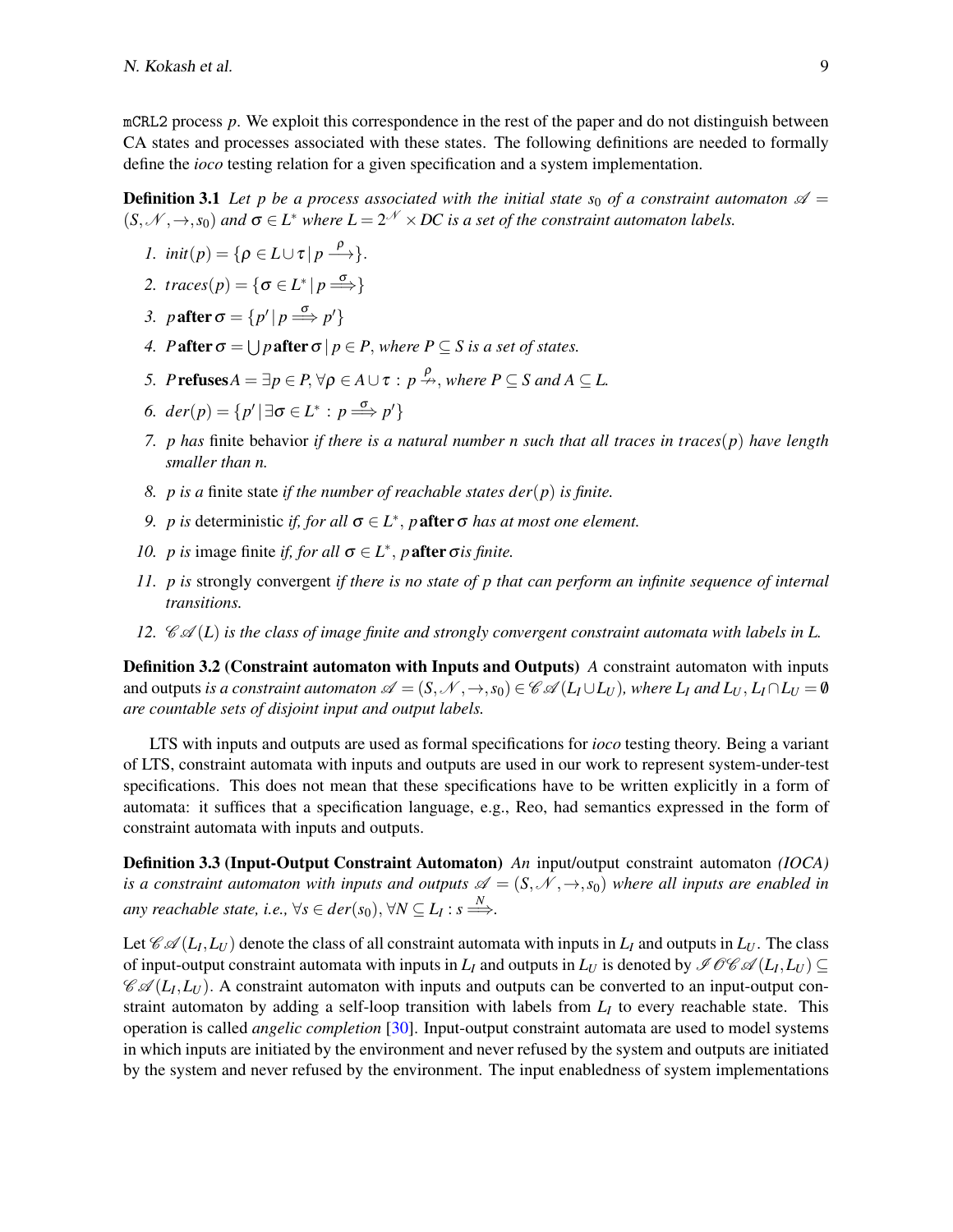mCRL2 process $p$. We exploit this correspondence in the rest of the paper and do not distinguish between CA states and processes associated with these states. The following definitions are needed to formally define the *ioco* testing relation for a given specification and a system implementation.

**Definition 3.1** *Let $p$ be a process associated with the initial state $s_0$ of a constraint automaton $\mathscr{A} = (S, \mathscr{N}, \rightarrow, s_0)$ and $\sigma \in L^*$ where $L = 2^{\mathscr{N}} \times DC$ is a set of the constraint automaton labels.*

1. $init(p) = \{\rho \in L \cup \tau \,|\, p \xrightarrow{\rho}\}$.
2. $traces(p) = \{\sigma \in L^* \,|\, p \stackrel{\sigma}{\Longrightarrow}\}$
3. $p\,\mathbf{after}\,\sigma = \{p' \,|\, p \stackrel{\sigma}{\Longrightarrow} p'\}$
4. $P\,\mathbf{after}\,\sigma = \bigcup p\,\mathbf{after}\,\sigma \,|\, p \in P$, *where $P \subseteq S$ is a set of states.*
5. $P\,\mathbf{refuses}A = \exists p \in P, \forall \rho \in A \cup \tau : p \stackrel{\rho}{\nrightarrow}$, *where $P \subseteq S$ and $A \subseteq L$.*
6. $der(p) = \{p' \,|\, \exists \sigma \in L^* : p \stackrel{\sigma}{\Longrightarrow} p'\}$
7. *$p$ has* finite behavior *if there is a natural number $n$ such that all traces in $traces(p)$ have length smaller than $n$.*
8. *$p$ is a* finite state *if the number of reachable states $der(p)$ is finite.*
9. *$p$ is* deterministic *if, for all $\sigma \in L^*$, $p\,\mathbf{after}\,\sigma$ has at most one element.*
10. *$p$ is* image finite *if, for all $\sigma \in L^*$, $p\,\mathbf{after}\,\sigma$ is finite.*
11. *$p$ is* strongly convergent *if there is no state of $p$ that can perform an infinite sequence of internal transitions.*
12. *$\mathscr{CA}(L)$ is the class of image finite and strongly convergent constraint automata with labels in $L$.*

**Definition 3.2 (Constraint automaton with Inputs and Outputs)** *A* constraint automaton with inputs and outputs *is a constraint automaton $\mathscr{A} = (S, \mathscr{N}, \rightarrow, s_0) \in \mathscr{CA}(L_I \cup L_U)$, where $L_I$ and $L_U$, $L_I \cap L_U = \emptyset$ are countable sets of disjoint input and output labels.*

LTS with inputs and outputs are used as formal specifications for *ioco* testing theory. Being a variant of LTS, constraint automata with inputs and outputs are used in our work to represent system-under-test specifications. This does not mean that these specifications have to be written explicitly in a form of automata: it suffices that a specification language, e.g., Reo, had semantics expressed in the form of constraint automata with inputs and outputs.

**Definition 3.3 (Input-Output Constraint Automaton)** *An* input/output constraint automaton *(IOCA) is a constraint automaton with inputs and outputs $\mathscr{A} = (S, \mathscr{N}, \rightarrow, s_0)$ where all inputs are enabled in any reachable state, i.e., $\forall s \in der(s_0), \forall N \subseteq L_I : s \stackrel{N}{\Longrightarrow}$.*

Let $\mathscr{CA}(L_I, L_U)$ denote the class of all constraint automata with inputs in $L_I$ and outputs in $L_U$. The class of input-output constraint automata with inputs in $L_I$ and outputs in $L_U$ is denoted by $\mathscr{IOCA}(L_I, L_U) \subseteq \mathscr{CA}(L_I, L_U)$. A constraint automaton with inputs and outputs can be converted to an input-output constraint automaton by adding a self-loop transition with labels from $L_I$ to every reachable state. This operation is called *angelic completion* [30]. Input-output constraint automata are used to model systems in which inputs are initiated by the environment and never refused by the system and outputs are initiated by the system and never refused by the environment. The input enabledness of system implementations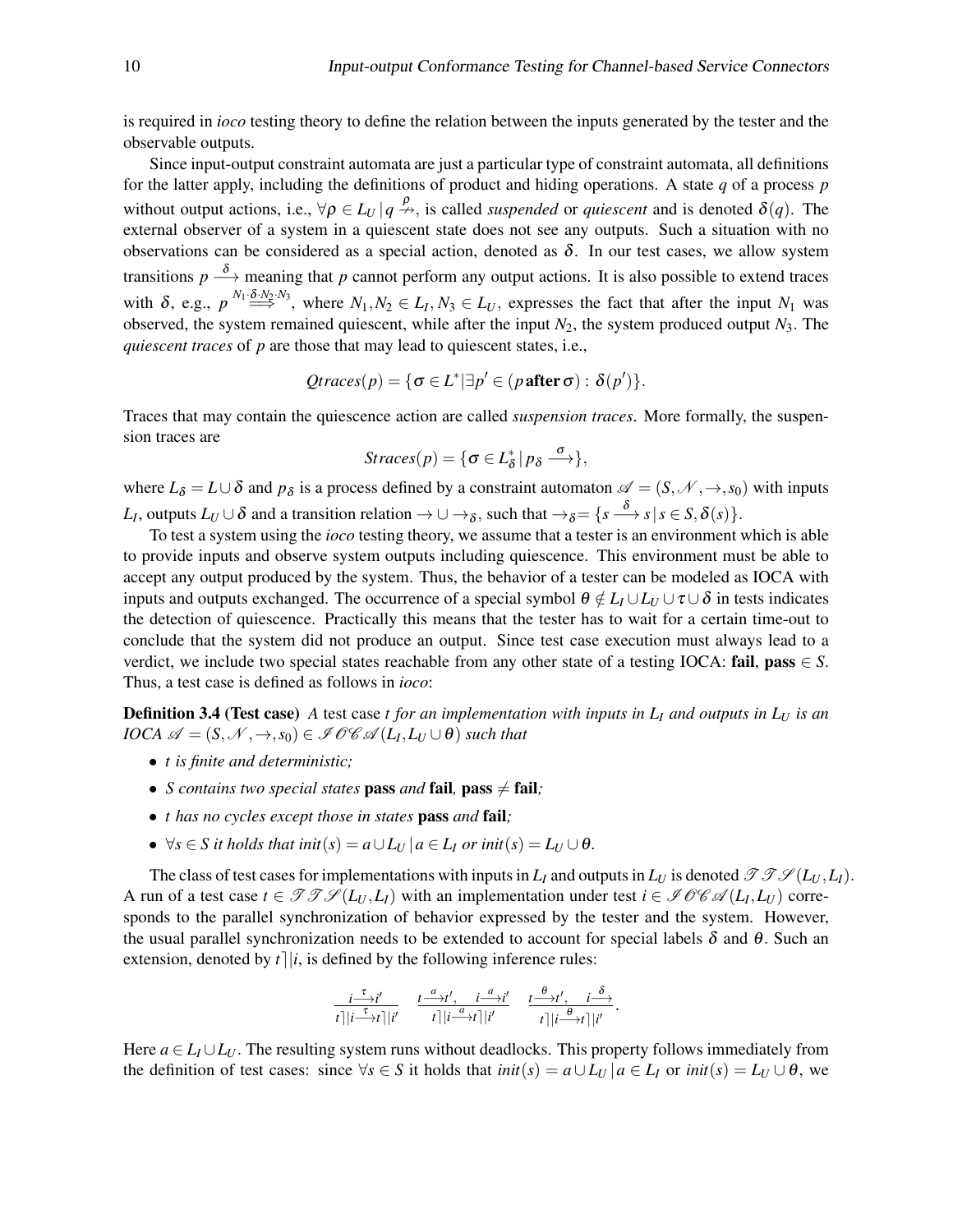is required in *ioco* testing theory to define the relation between the inputs generated by the tester and the observable outputs.

Since input-output constraint automata are just a particular type of constraint automata, all definitions for the latter apply, including the definitions of product and hiding operations. A state $q$ of a process $p$ without output actions, i.e., $\forall \rho \in L_U \,|\, q \overset{\rho}{\nrightarrow}$, is called *suspended* or *quiescent* and is denoted $\delta(q)$. The external observer of a system in a quiescent state does not see any outputs. Such a situation with no observations can be considered as a special action, denoted as $\delta$. In our test cases, we allow system transitions $p \xrightarrow{\delta}$ meaning that $p$ cannot perform any output actions. It is also possible to extend traces with $\delta$, e.g., $p \overset{N_1 \cdot \delta \cdot N_2 \cdot N_3}{\Longrightarrow}$, where $N_1, N_2 \in L_I, N_3 \in L_U$, expresses the fact that after the input $N_1$ was observed, the system remained quiescent, while after the input $N_2$, the system produced output $N_3$. The *quiescent traces* of $p$ are those that may lead to quiescent states, i.e.,

$$Qtraces(p) = \{\sigma \in L^* | \exists p' \in (p\,\mathbf{after}\,\sigma) : \delta(p')\}.$$

Traces that may contain the quiescence action are called *suspension traces*. More formally, the suspension traces are

$$Straces(p) = \{\sigma \in L^*_\delta \,|\, p_\delta \xrightarrow{\sigma}\},$$

where $L_\delta = L \cup \delta$ and $p_\delta$ is a process defined by a constraint automaton $\mathscr{A} = (S, \mathscr{N}, \rightarrow, s_0)$ with inputs $L_I$, outputs $L_U \cup \delta$ and a transition relation $\rightarrow \cup \rightarrow_\delta$, such that $\rightarrow_\delta = \{s \xrightarrow{\delta} s \,|\, s \in S, \delta(s)\}$.

To test a system using the *ioco* testing theory, we assume that a tester is an environment which is able to provide inputs and observe system outputs including quiescence. This environment must be able to accept any output produced by the system. Thus, the behavior of a tester can be modeled as IOCA with inputs and outputs exchanged. The occurrence of a special symbol $\theta \notin L_I \cup L_U \cup \tau \cup \delta$ in tests indicates the detection of quiescence. Practically this means that the tester has to wait for a certain time-out to conclude that the system did not produce an output. Since test case execution must always lead to a verdict, we include two special states reachable from any other state of a testing IOCA: **fail**, **pass** $\in S$. Thus, a test case is defined as follows in *ioco*:

**Definition 3.4 (Test case)** *A* test case *$t$ for an implementation with inputs in $L_I$ and outputs in $L_U$ is an IOCA $\mathscr{A} = (S, \mathscr{N}, \rightarrow, s_0) \in \mathscr{IOCA}(L_I, L_U \cup \theta)$ such that*

- *$t$ is finite and deterministic;*
- *$S$ contains two special states* **pass** *and* **fail**, **pass** $\neq$ **fail**;
- *$t$ has no cycles except those in states* **pass** *and* **fail**;
- *$\forall s \in S$ it holds that $init(s) = a \cup L_U \,|\, a \in L_I$ or $init(s) = L_U \cup \theta$.*

The class of test cases for implementations with inputs in $L_I$ and outputs in $L_U$ is denoted $\mathscr{TTS}(L_U, L_I)$. A run of a test case $t \in \mathscr{TTS}(L_U, L_I)$ with an implementation under test $i \in \mathscr{IOCA}(L_I, L_U)$ corresponds to the parallel synchronization of behavior expressed by the tester and the system. However, the usual parallel synchronization needs to be extended to account for special labels $\delta$ and $\theta$. Such an extension, denoted by $t\rceil|i$, is defined by the following inference rules:

$$\frac{i \xrightarrow{\tau} i'}{t\rceil|i \xrightarrow{\tau} t\rceil|i'} \quad \frac{t \xrightarrow{a} t', \quad i \xrightarrow{a} i'}{t\rceil|i \xrightarrow{a} t\rceil|i'} \quad \frac{t \xrightarrow{\theta} t', \quad i \xrightarrow{\delta}}{t\rceil|i \xrightarrow{\theta} t\rceil|i'}.$$

Here $a \in L_I \cup L_U$. The resulting system runs without deadlocks. This property follows immediately from the definition of test cases: since $\forall s \in S$ it holds that $init(s) = a \cup L_U \,|\, a \in L_I$ or $init(s) = L_U \cup \theta$, we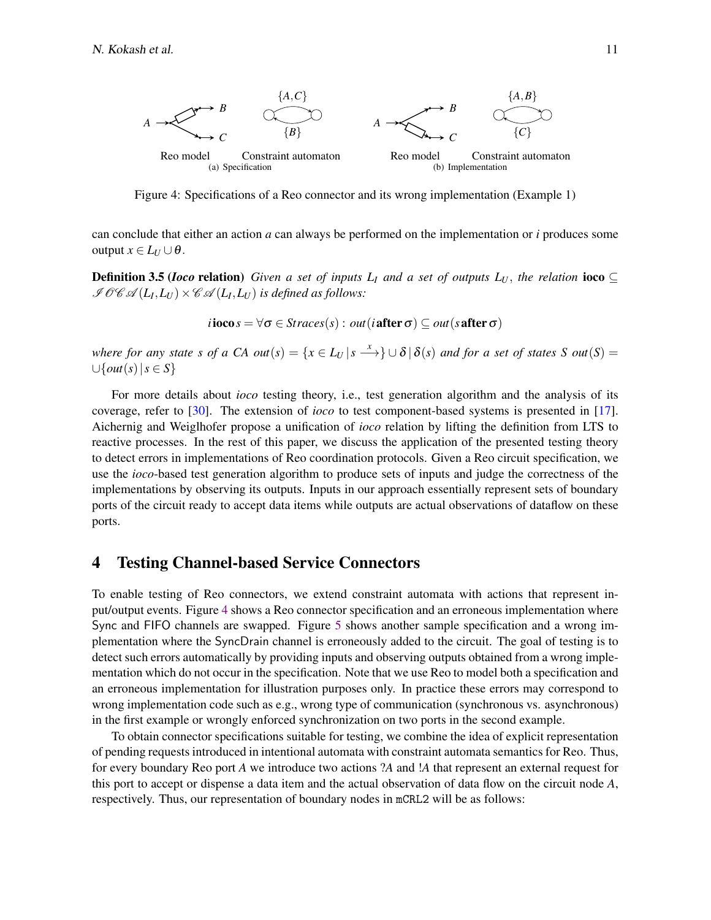A  B  C  {A,C}  {B}
Reo model  Constraint automaton
(a) Specification

A  B  C  {A,B}  {C}
Reo model  Constraint automaton
(b) Implementation

Figure 4: Specifications of a Reo connector and its wrong implementation (Example 1)

can conclude that either an action $a$ can always be performed on the implementation or $i$ produces some output $x \in L_U \cup \theta$.

**Definition 3.5 (*Ioco* relation)** *Given a set of inputs $L_I$ and a set of outputs $L_U$, the relation* $\mathbf{ioco} \subseteq \mathscr{IOCA}(L_I, L_U) \times \mathscr{CA}(L_I, L_U)$ *is defined as follows:*

$$i\,\mathbf{ioco}\,s = \forall \sigma \in Straces(s) : out(i\,\mathbf{after}\,\sigma) \subseteq out(s\,\mathbf{after}\,\sigma)$$

*where for any state $s$ of a CA $out(s) = \{x \in L_U \mid s \xrightarrow{x}\} \cup \delta \mid \delta(s)$ and for a set of states $S$ $out(S) = \cup\{out(s) \mid s \in S\}$*

For more details about *ioco* testing theory, i.e., test generation algorithm and the analysis of its coverage, refer to [30]. The extension of *ioco* to test component-based systems is presented in [17]. Aichernig and Weiglhofer propose a unification of *ioco* relation by lifting the definition from LTS to reactive processes. In the rest of this paper, we discuss the application of the presented testing theory to detect errors in implementations of Reo coordination protocols. Given a Reo circuit specification, we use the *ioco*-based test generation algorithm to produce sets of inputs and judge the correctness of the implementations by observing its outputs. Inputs in our approach essentially represent sets of boundary ports of the circuit ready to accept data items while outputs are actual observations of dataflow on these ports.

## 4 Testing Channel-based Service Connectors

To enable testing of Reo connectors, we extend constraint automata with actions that represent input/output events. Figure 4 shows a Reo connector specification and an erroneous implementation where Sync and FIFO channels are swapped. Figure 5 shows another sample specification and a wrong implementation where the SyncDrain channel is erroneously added to the circuit. The goal of testing is to detect such errors automatically by providing inputs and observing outputs obtained from a wrong implementation which do not occur in the specification. Note that we use Reo to model both a specification and an erroneous implementation for illustration purposes only. In practice these errors may correspond to wrong implementation code such as e.g., wrong type of communication (synchronous vs. asynchronous) in the first example or wrongly enforced synchronization on two ports in the second example.

To obtain connector specifications suitable for testing, we combine the idea of explicit representation of pending requests introduced in intentional automata with constraint automata semantics for Reo. Thus, for every boundary Reo port $A$ we introduce two actions $?A$ and $!A$ that represent an external request for this port to accept or dispense a data item and the actual observation of data flow on the circuit node $A$, respectively. Thus, our representation of boundary nodes in `mCRL2` will be as follows: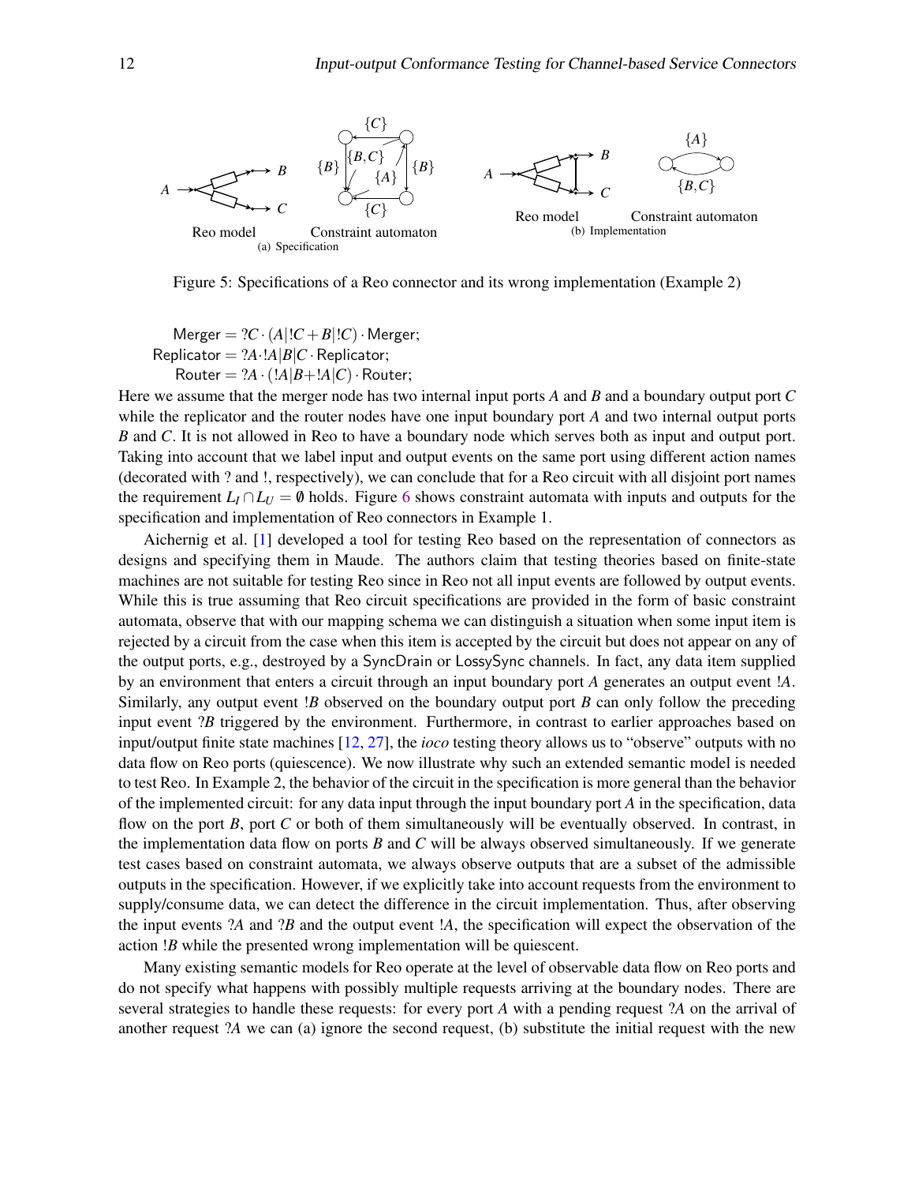A
B
C
Reo model
{C}
{B}
{B,C}
{A}
{B}
{C}
Constraint automaton
(a) Specification

A
B
C
Reo model
{A}
{B,C}
Constraint automaton
(b) Implementation

Figure 5: Specifications of a Reo connector and its wrong implementation (Example 2)

$$\mathsf{Merger} = ?C \cdot (A|!C + B|!C) \cdot \mathsf{Merger};$$
$$\mathsf{Replicator} = ?A \cdot !A|B|C \cdot \mathsf{Replicator};$$
$$\mathsf{Router} = ?A \cdot (!A|B + !A|C) \cdot \mathsf{Router};$$

Here we assume that the merger node has two internal input ports $A$ and $B$ and a boundary output port $C$ while the replicator and the router nodes have one input boundary port $A$ and two internal output ports $B$ and $C$. It is not allowed in Reo to have a boundary node which serves both as input and output port. Taking into account that we label input and output events on the same port using different action names (decorated with ? and !, respectively), we can conclude that for a Reo circuit with all disjoint port names the requirement $L_I \cap L_U = \emptyset$ holds. Figure 6 shows constraint automata with inputs and outputs for the specification and implementation of Reo connectors in Example 1.

Aichernig et al. [1] developed a tool for testing Reo based on the representation of connectors as designs and specifying them in Maude. The authors claim that testing theories based on finite-state machines are not suitable for testing Reo since in Reo not all input events are followed by output events. While this is true assuming that Reo circuit specifications are provided in the form of basic constraint automata, observe that with our mapping schema we can distinguish a situation when some input item is rejected by a circuit from the case when this item is accepted by the circuit but does not appear on any of the output ports, e.g., destroyed by a SyncDrain or LossySync channels. In fact, any data item supplied by an environment that enters a circuit through an input boundary port $A$ generates an output event $!A$. Similarly, any output event $!B$ observed on the boundary output port $B$ can only follow the preceding input event $?B$ triggered by the environment. Furthermore, in contrast to earlier approaches based on input/output finite state machines [12, 27], the *ioco* testing theory allows us to "observe" outputs with no data flow on Reo ports (quiescence). We now illustrate why such an extended semantic model is needed to test Reo. In Example 2, the behavior of the circuit in the specification is more general than the behavior of the implemented circuit: for any data input through the input boundary port $A$ in the specification, data flow on the port $B$, port $C$ or both of them simultaneously will be eventually observed. In contrast, in the implementation data flow on ports $B$ and $C$ will be always observed simultaneously. If we generate test cases based on constraint automata, we always observe outputs that are a subset of the admissible outputs in the specification. However, if we explicitly take into account requests from the environment to supply/consume data, we can detect the difference in the circuit implementation. Thus, after observing the input events $?A$ and $?B$ and the output event $!A$, the specification will expect the observation of the action $!B$ while the presented wrong implementation will be quiescent.

Many existing semantic models for Reo operate at the level of observable data flow on Reo ports and do not specify what happens with possibly multiple requests arriving at the boundary nodes. There are several strategies to handle these requests: for every port $A$ with a pending request $?A$ on the arrival of another request $?A$ we can (a) ignore the second request, (b) substitute the initial request with the new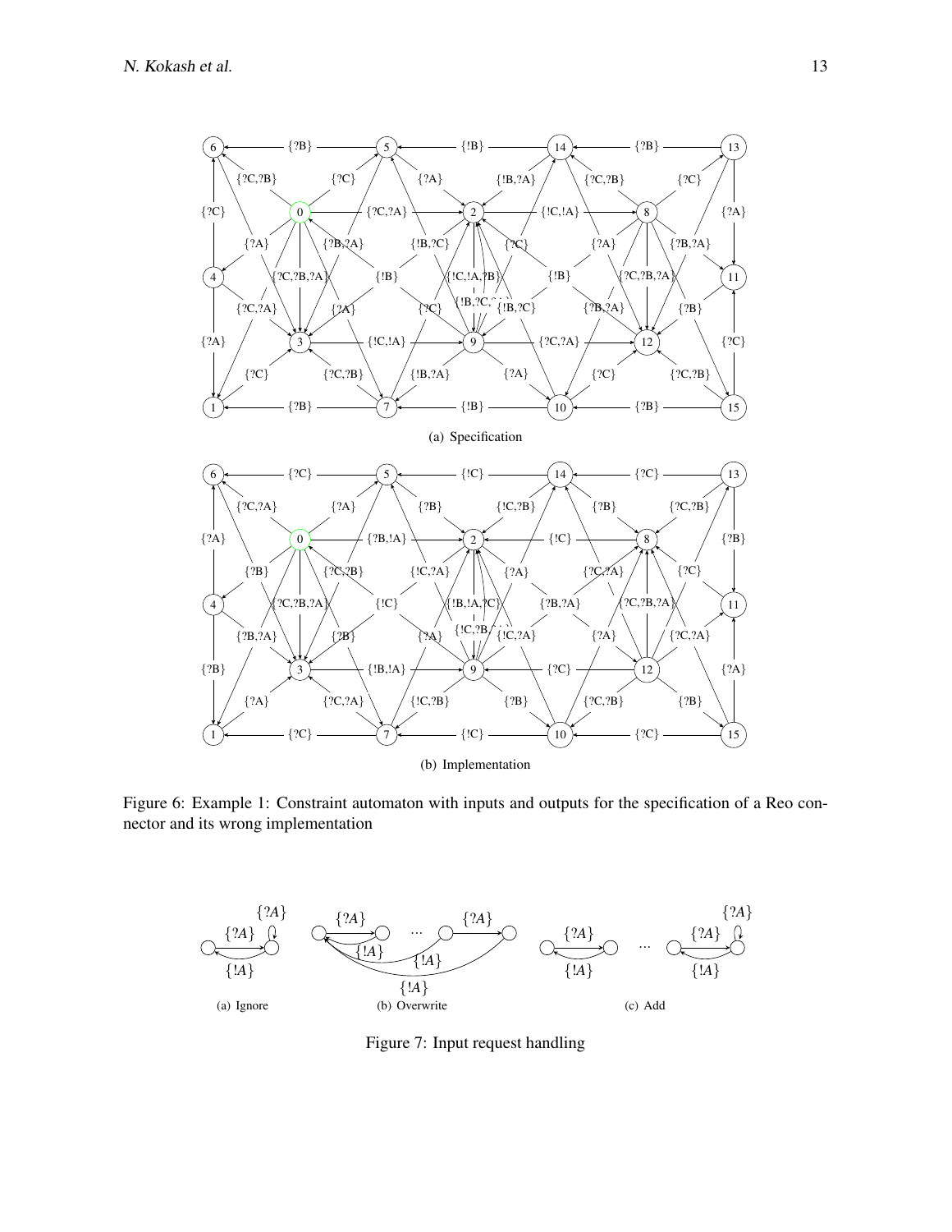(a) Specification

(b) Implementation

Figure 6: Example 1: Constraint automaton with inputs and outputs for the specification of a Reo connector and its wrong implementation

(a) Ignore

(b) Overwrite

(c) Add

Figure 7: Input request handling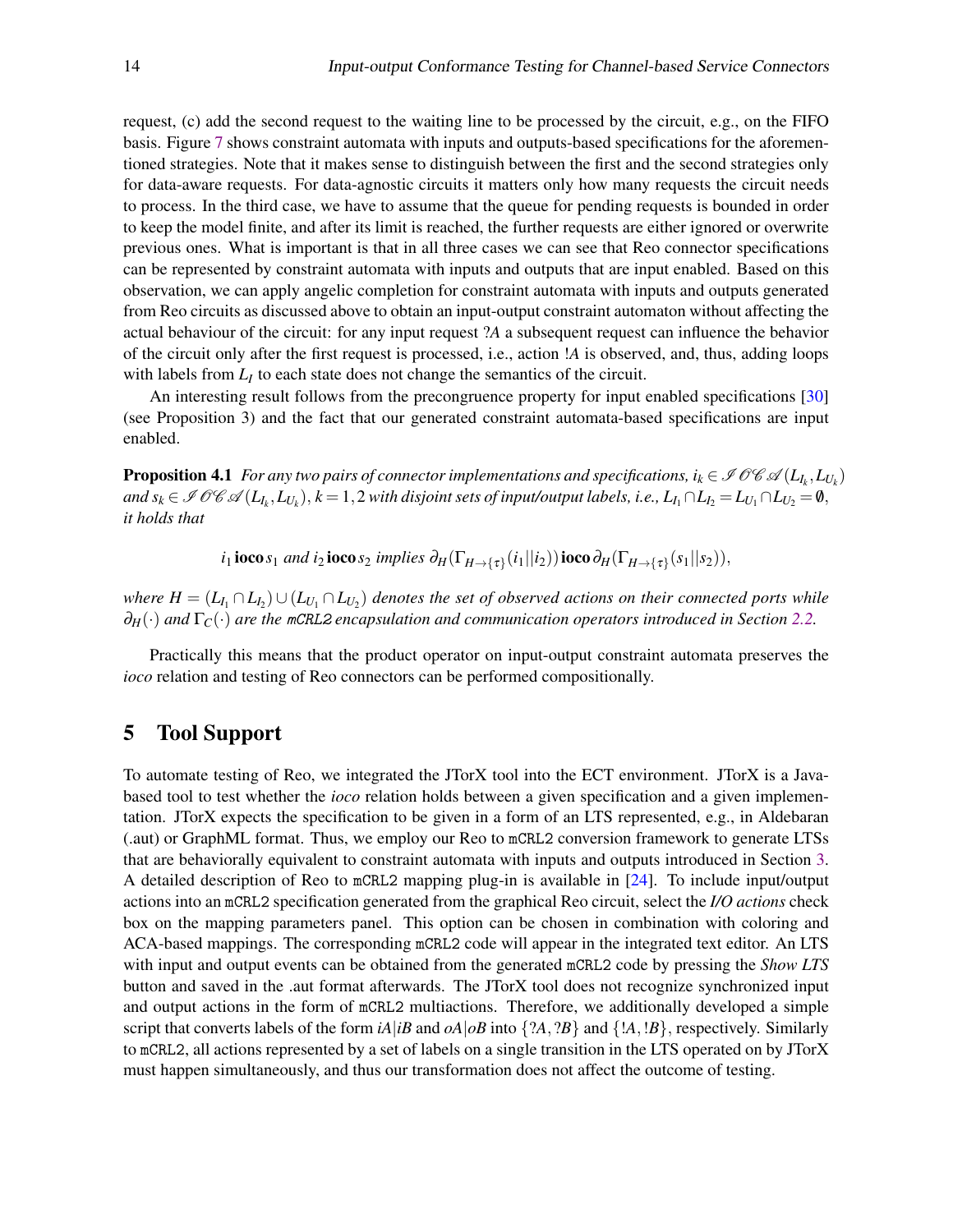request, (c) add the second request to the waiting line to be processed by the circuit, e.g., on the FIFO basis. Figure 7 shows constraint automata with inputs and outputs-based specifications for the aforementioned strategies. Note that it makes sense to distinguish between the first and the second strategies only for data-aware requests. For data-agnostic circuits it matters only how many requests the circuit needs to process. In the third case, we have to assume that the queue for pending requests is bounded in order to keep the model finite, and after its limit is reached, the further requests are either ignored or overwrite previous ones. What is important is that in all three cases we can see that Reo connector specifications can be represented by constraint automata with inputs and outputs that are input enabled. Based on this observation, we can apply angelic completion for constraint automata with inputs and outputs generated from Reo circuits as discussed above to obtain an input-output constraint automaton without affecting the actual behaviour of the circuit: for any input request $?A$ a subsequent request can influence the behavior of the circuit only after the first request is processed, i.e., action $!A$ is observed, and, thus, adding loops with labels from $L_I$ to each state does not change the semantics of the circuit.

An interesting result follows from the precongruence property for input enabled specifications [30] (see Proposition 3) and the fact that our generated constraint automata-based specifications are input enabled.

**Proposition 4.1** *For any two pairs of connector implementations and specifications, $i_k \in \mathscr{IOCA}(L_{I_k}, L_{U_k})$ and $s_k \in \mathscr{IOCA}(L_{I_k}, L_{U_k})$, $k = 1,2$ with disjoint sets of input/output labels, i.e., $L_{I_1} \cap L_{I_2} = L_{U_1} \cap L_{U_2} = \emptyset$, it holds that*

$$i_1 \,\textbf{ioco}\, s_1 \text{ and } i_2 \,\textbf{ioco}\, s_2 \text{ implies } \partial_H(\Gamma_{H \to \{\tau\}}(i_1 || i_2)) \,\textbf{ioco}\, \partial_H(\Gamma_{H \to \{\tau\}}(s_1 || s_2)),$$

*where $H = (L_{I_1} \cap L_{I_2}) \cup (L_{U_1} \cap L_{U_2})$ denotes the set of observed actions on their connected ports while $\partial_H(\cdot)$ and $\Gamma_C(\cdot)$ are the* mCRL2 *encapsulation and communication operators introduced in Section 2.2.*

Practically this means that the product operator on input-output constraint automata preserves the *ioco* relation and testing of Reo connectors can be performed compositionally.

## 5 Tool Support

To automate testing of Reo, we integrated the JTorX tool into the ECT environment. JTorX is a Java-based tool to test whether the *ioco* relation holds between a given specification and a given implementation. JTorX expects the specification to be given in a form of an LTS represented, e.g., in Aldebaran (.aut) or GraphML format. Thus, we employ our Reo to mCRL2 conversion framework to generate LTSs that are behaviorally equivalent to constraint automata with inputs and outputs introduced in Section 3. A detailed description of Reo to mCRL2 mapping plug-in is available in [24]. To include input/output actions into an mCRL2 specification generated from the graphical Reo circuit, select the *I/O actions* check box on the mapping parameters panel. This option can be chosen in combination with coloring and ACA-based mappings. The corresponding mCRL2 code will appear in the integrated text editor. An LTS with input and output events can be obtained from the generated mCRL2 code by pressing the *Show LTS* button and saved in the .aut format afterwards. The JTorX tool does not recognize synchronized input and output actions in the form of mCRL2 multiactions. Therefore, we additionally developed a simple script that converts labels of the form $iA|iB$ and $oA|oB$ into $\{?A, ?B\}$ and $\{!A, !B\}$, respectively. Similarly to mCRL2, all actions represented by a set of labels on a single transition in the LTS operated on by JTorX must happen simultaneously, and thus our transformation does not affect the outcome of testing.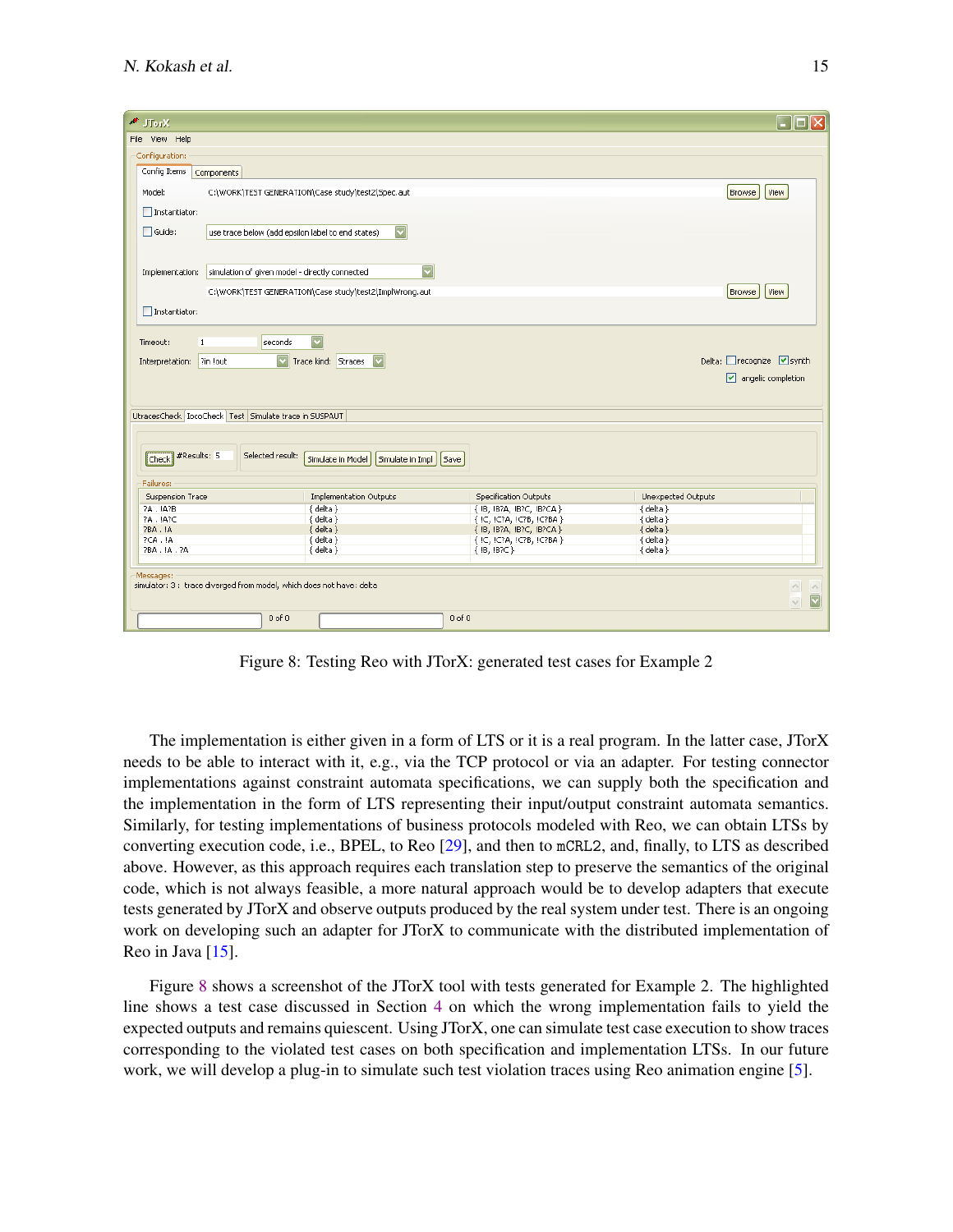Figure 8: Testing Reo with JTorX: generated test cases for Example 2

The implementation is either given in a form of LTS or it is a real program. In the latter case, JTorX needs to be able to interact with it, e.g., via the TCP protocol or via an adapter. For testing connector implementations against constraint automata specifications, we can supply both the specification and the implementation in the form of LTS representing their input/output constraint automata semantics. Similarly, for testing implementations of business protocols modeled with Reo, we can obtain LTSs by converting execution code, i.e., BPEL, to Reo [29], and then to `mCRL2`, and, finally, to LTS as described above. However, as this approach requires each translation step to preserve the semantics of the original code, which is not always feasible, a more natural approach would be to develop adapters that execute tests generated by JTorX and observe outputs produced by the real system under test. There is an ongoing work on developing such an adapter for JTorX to communicate with the distributed implementation of Reo in Java [15].

Figure 8 shows a screenshot of the JTorX tool with tests generated for Example 2. The highlighted line shows a test case discussed in Section 4 on which the wrong implementation fails to yield the expected outputs and remains quiescent. Using JTorX, one can simulate test case execution to show traces corresponding to the violated test cases on both specification and implementation LTSs. In our future work, we will develop a plug-in to simulate such test violation traces using Reo animation engine [5].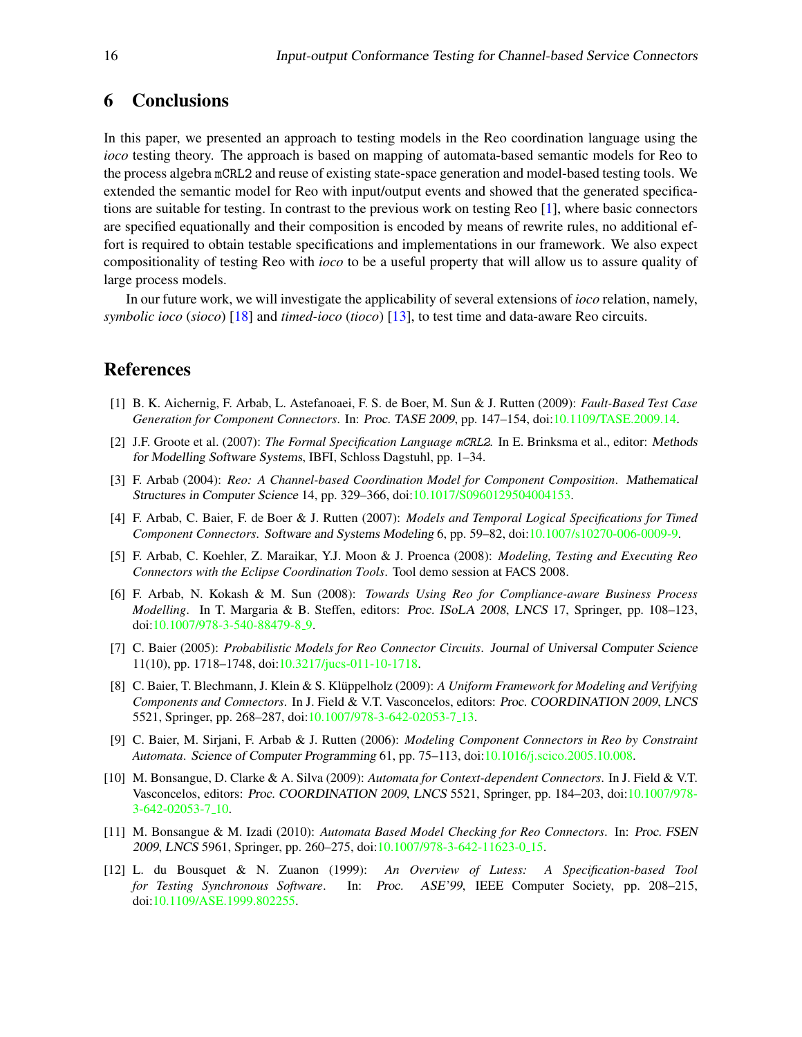## 6 Conclusions

In this paper, we presented an approach to testing models in the Reo coordination language using the *ioco* testing theory. The approach is based on mapping of automata-based semantic models for Reo to the process algebra `mCRL2` and reuse of existing state-space generation and model-based testing tools. We extended the semantic model for Reo with input/output events and showed that the generated specifications are suitable for testing. In contrast to the previous work on testing Reo [1], where basic connectors are specified equationally and their composition is encoded by means of rewrite rules, no additional effort is required to obtain testable specifications and implementations in our framework. We also expect compositionality of testing Reo with *ioco* to be a useful property that will allow us to assure quality of large process models.

In our future work, we will investigate the applicability of several extensions of *ioco* relation, namely, *symbolic ioco* (*sioco*) [18] and *timed-ioco* (*tioco*) [13], to test time and data-aware Reo circuits.

## References

[1] B. K. Aichernig, F. Arbab, L. Astefanoaei, F. S. de Boer, M. Sun & J. Rutten (2009): *Fault-Based Test Case Generation for Component Connectors*. In: *Proc. TASE 2009*, pp. 147–154, doi:10.1109/TASE.2009.14.

[2] J.F. Groote et al. (2007): *The Formal Specification Language mCRL2*. In E. Brinksma et al., editor: *Methods for Modelling Software Systems*, IBFI, Schloss Dagstuhl, pp. 1–34.

[3] F. Arbab (2004): *Reo: A Channel-based Coordination Model for Component Composition*. *Mathematical Structures in Computer Science* 14, pp. 329–366, doi:10.1017/S0960129504004153.

[4] F. Arbab, C. Baier, F. de Boer & J. Rutten (2007): *Models and Temporal Logical Specifications for Timed Component Connectors*. *Software and Systems Modeling* 6, pp. 59–82, doi:10.1007/s10270-006-0009-9.

[5] F. Arbab, C. Koehler, Z. Maraikar, Y.J. Moon & J. Proenca (2008): *Modeling, Testing and Executing Reo Connectors with the Eclipse Coordination Tools*. Tool demo session at FACS 2008.

[6] F. Arbab, N. Kokash & M. Sun (2008): *Towards Using Reo for Compliance-aware Business Process Modelling*. In T. Margaria & B. Steffen, editors: *Proc. ISoLA 2008*, *LNCS* 17, Springer, pp. 108–123, doi:10.1007/978-3-540-88479-8_9.

[7] C. Baier (2005): *Probabilistic Models for Reo Connector Circuits*. *Journal of Universal Computer Science* 11(10), pp. 1718–1748, doi:10.3217/jucs-011-10-1718.

[8] C. Baier, T. Blechmann, J. Klein & S. Klüppelholz (2009): *A Uniform Framework for Modeling and Verifying Components and Connectors*. In J. Field & V.T. Vasconcelos, editors: *Proc. COORDINATION 2009*, *LNCS* 5521, Springer, pp. 268–287, doi:10.1007/978-3-642-02053-7_13.

[9] C. Baier, M. Sirjani, F. Arbab & J. Rutten (2006): *Modeling Component Connectors in Reo by Constraint Automata*. *Science of Computer Programming* 61, pp. 75–113, doi:10.1016/j.scico.2005.10.008.

[10] M. Bonsangue, D. Clarke & A. Silva (2009): *Automata for Context-dependent Connectors*. In J. Field & V.T. Vasconcelos, editors: *Proc. COORDINATION 2009*, *LNCS* 5521, Springer, pp. 184–203, doi:10.1007/978-3-642-02053-7_10.

[11] M. Bonsangue & M. Izadi (2010): *Automata Based Model Checking for Reo Connectors*. In: *Proc. FSEN 2009*, *LNCS* 5961, Springer, pp. 260–275, doi:10.1007/978-3-642-11623-0_15.

[12] L. du Bousquet & N. Zuanon (1999): *An Overview of Lutess: A Specification-based Tool for Testing Synchronous Software*. In: *Proc. ASE'99*, IEEE Computer Society, pp. 208–215, doi:10.1109/ASE.1999.802255.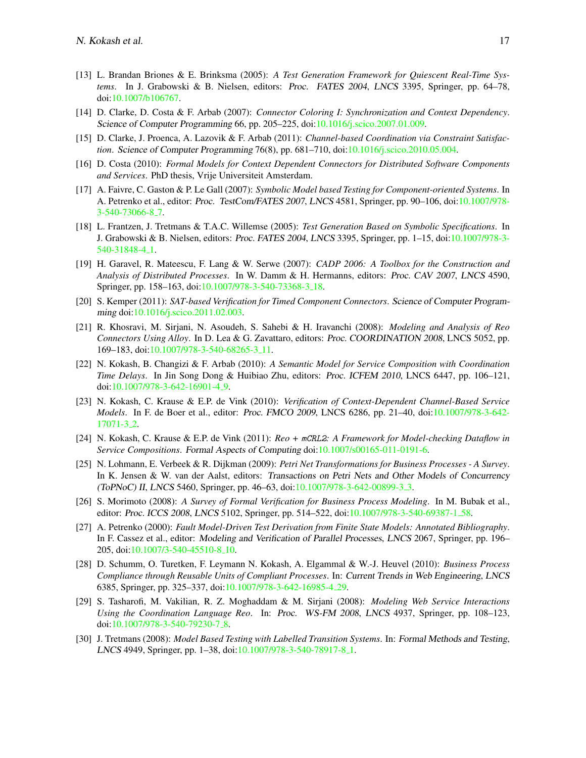[13] L. Brandan Briones & E. Brinksma (2005): *A Test Generation Framework for Quiescent Real-Time Systems*. In J. Grabowski & B. Nielsen, editors: *Proc. FATES 2004*, *LNCS* 3395, Springer, pp. 64–78, doi:10.1007/b106767.

[14] D. Clarke, D. Costa & F. Arbab (2007): *Connector Coloring I: Synchronization and Context Dependency*. *Science of Computer Programming* 66, pp. 205–225, doi:10.1016/j.scico.2007.01.009.

[15] D. Clarke, J. Proenca, A. Lazovik & F. Arbab (2011): *Channel-based Coordination via Constraint Satisfaction*. *Science of Computer Programming* 76(8), pp. 681–710, doi:10.1016/j.scico.2010.05.004.

[16] D. Costa (2010): *Formal Models for Context Dependent Connectors for Distributed Software Components and Services*. PhD thesis, Vrije Universiteit Amsterdam.

[17] A. Faivre, C. Gaston & P. Le Gall (2007): *Symbolic Model based Testing for Component-oriented Systems*. In A. Petrenko et al., editor: *Proc. TestCom/FATES 2007*, *LNCS* 4581, Springer, pp. 90–106, doi:10.1007/978-3-540-73066-8_7.

[18] L. Frantzen, J. Tretmans & T.A.C. Willemse (2005): *Test Generation Based on Symbolic Specifications*. In J. Grabowski & B. Nielsen, editors: *Proc. FATES 2004*, *LNCS* 3395, Springer, pp. 1–15, doi:10.1007/978-3-540-31848-4_1.

[19] H. Garavel, R. Mateescu, F. Lang & W. Serwe (2007): *CADP 2006: A Toolbox for the Construction and Analysis of Distributed Processes*. In W. Damm & H. Hermanns, editors: *Proc. CAV 2007*, *LNCS* 4590, Springer, pp. 158–163, doi:10.1007/978-3-540-73368-3_18.

[20] S. Kemper (2011): *SAT-based Verification for Timed Component Connectors*. *Science of Computer Programming* doi:10.1016/j.scico.2011.02.003.

[21] R. Khosravi, M. Sirjani, N. Asoudeh, S. Sahebi & H. Iravanchi (2008): *Modeling and Analysis of Reo Connectors Using Alloy*. In D. Lea & G. Zavattaro, editors: *Proc. COORDINATION 2008*, LNCS 5052, pp. 169–183, doi:10.1007/978-3-540-68265-3_11.

[22] N. Kokash, B. Changizi & F. Arbab (2010): *A Semantic Model for Service Composition with Coordination Time Delays*. In Jin Song Dong & Huibiao Zhu, editors: *Proc. ICFEM 2010*, LNCS 6447, pp. 106–121, doi:10.1007/978-3-642-16901-4_9.

[23] N. Kokash, C. Krause & E.P. de Vink (2010): *Verification of Context-Dependent Channel-Based Service Models*. In F. de Boer et al., editor: *Proc. FMCO 2009*, LNCS 6286, pp. 21–40, doi:10.1007/978-3-642-17071-3_2.

[24] N. Kokash, C. Krause & E.P. de Vink (2011): *Reo + mCRL2: A Framework for Model-checking Dataflow in Service Compositions*. *Formal Aspects of Computing* doi:10.1007/s00165-011-0191-6.

[25] N. Lohmann, E. Verbeek & R. Dijkman (2009): *Petri Net Transformations for Business Processes - A Survey*. In K. Jensen & W. van der Aalst, editors: *Transactions on Petri Nets and Other Models of Concurrency (ToPNoC) II*, *LNCS* 5460, Springer, pp. 46–63, doi:10.1007/978-3-642-00899-3_3.

[26] S. Morimoto (2008): *A Survey of Formal Verification for Business Process Modeling*. In M. Bubak et al., editor: *Proc. ICCS 2008*, *LNCS* 5102, Springer, pp. 514–522, doi:10.1007/978-3-540-69387-1_58.

[27] A. Petrenko (2000): *Fault Model-Driven Test Derivation from Finite State Models: Annotated Bibliography*. In F. Cassez et al., editor: *Modeling and Verification of Parallel Processes*, *LNCS* 2067, Springer, pp. 196–205, doi:10.1007/3-540-45510-8_10.

[28] D. Schumm, O. Turetken, F. Leymann N. Kokash, A. Elgammal & W.-J. Heuvel (2010): *Business Process Compliance through Reusable Units of Compliant Processes*. In: *Current Trends in Web Engineering*, *LNCS* 6385, Springer, pp. 325–337, doi:10.1007/978-3-642-16985-4_29.

[29] S. Tasharofi, M. Vakilian, R. Z. Moghaddam & M. Sirjani (2008): *Modeling Web Service Interactions Using the Coordination Language Reo*. In: *Proc. WS-FM 2008*, *LNCS* 4937, Springer, pp. 108–123, doi:10.1007/978-3-540-79230-7_8.

[30] J. Tretmans (2008): *Model Based Testing with Labelled Transition Systems*. In: *Formal Methods and Testing*, *LNCS* 4949, Springer, pp. 1–38, doi:10.1007/978-3-540-78917-8_1.